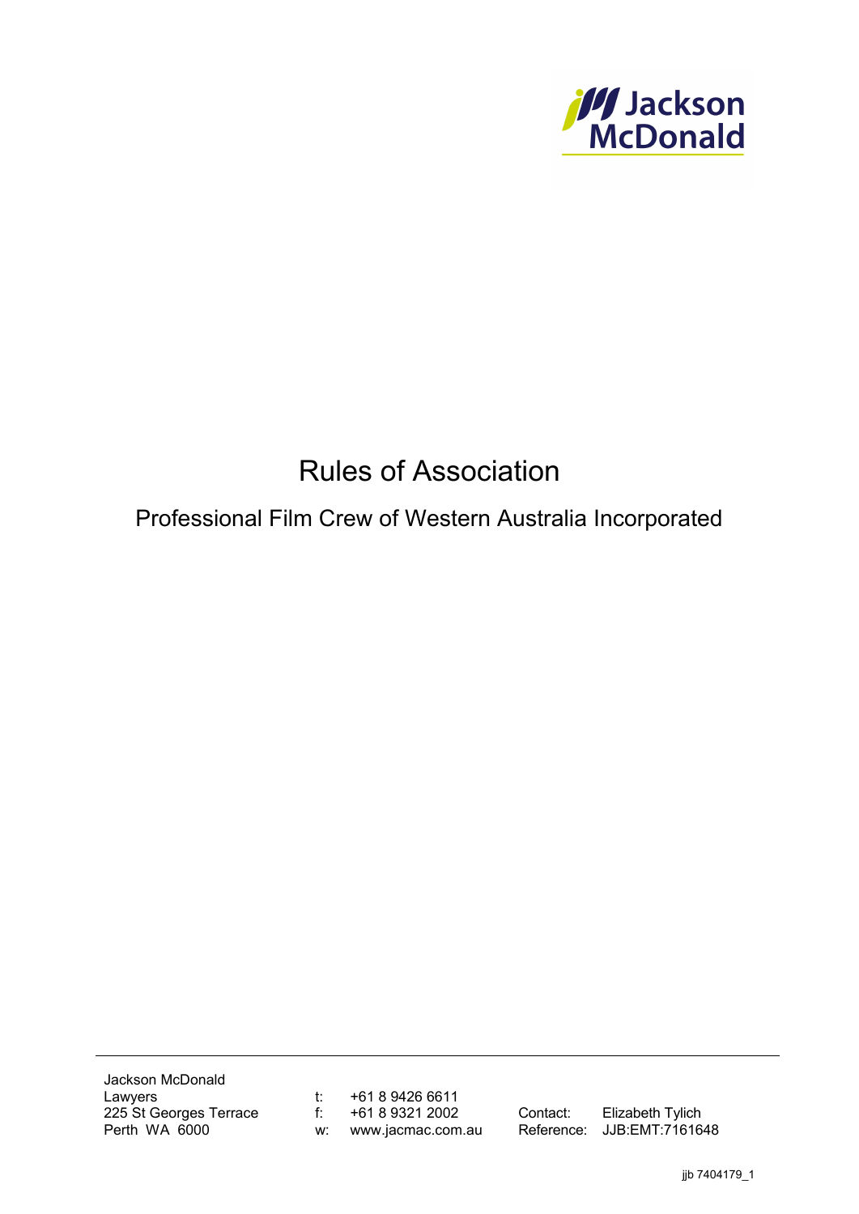Jackson McDonald

# Rules of Association

## Professional Film Crew of Western Australia Incorporated

Jackson McDonald
Lawyers
225 St Georges Terrace
Perth WA 6000

t: +61 8 9426 6611
f: +61 8 9321 2002
w: www.jacmac.com.au

Contact: Elizabeth Tylich
Reference: JJB:EMT:7161648

jjb 7404179_1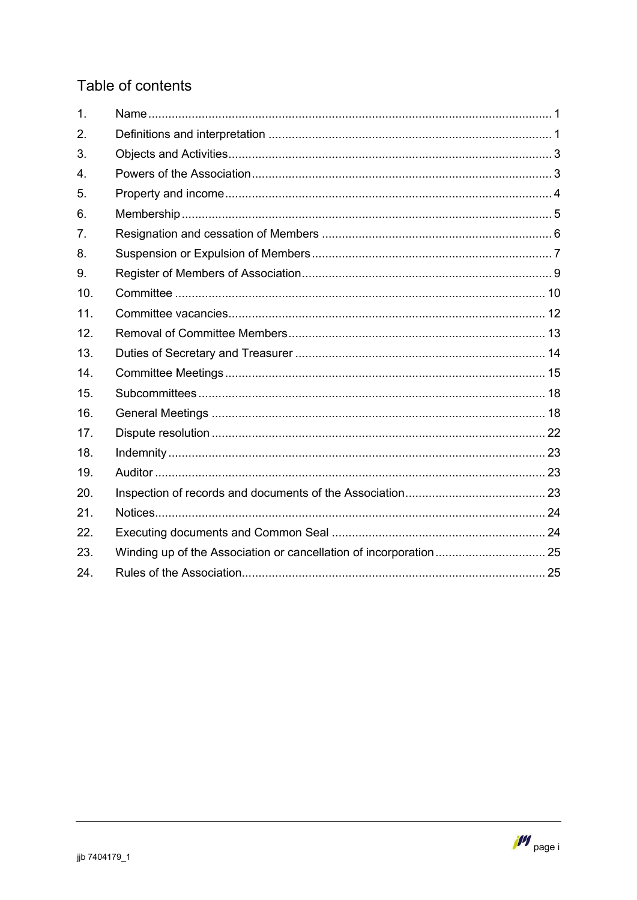## Table of contents

| | | |
|---|---|---|
| 1. | Name | 1 |
| 2. | Definitions and interpretation | 1 |
| 3. | Objects and Activities | 3 |
| 4. | Powers of the Association | 3 |
| 5. | Property and income | 4 |
| 6. | Membership | 5 |
| 7. | Resignation and cessation of Members | 6 |
| 8. | Suspension or Expulsion of Members | 7 |
| 9. | Register of Members of Association | 9 |
| 10. | Committee | 10 |
| 11. | Committee vacancies | 12 |
| 12. | Removal of Committee Members | 13 |
| 13. | Duties of Secretary and Treasurer | 14 |
| 14. | Committee Meetings | 15 |
| 15. | Subcommittees | 18 |
| 16. | General Meetings | 18 |
| 17. | Dispute resolution | 22 |
| 18. | Indemnity | 23 |
| 19. | Auditor | 23 |
| 20. | Inspection of records and documents of the Association | 23 |
| 21. | Notices | 24 |
| 22. | Executing documents and Common Seal | 24 |
| 23. | Winding up of the Association or cancellation of incorporation | 25 |
| 24. | Rules of the Association | 25 |

jjb 7404179_1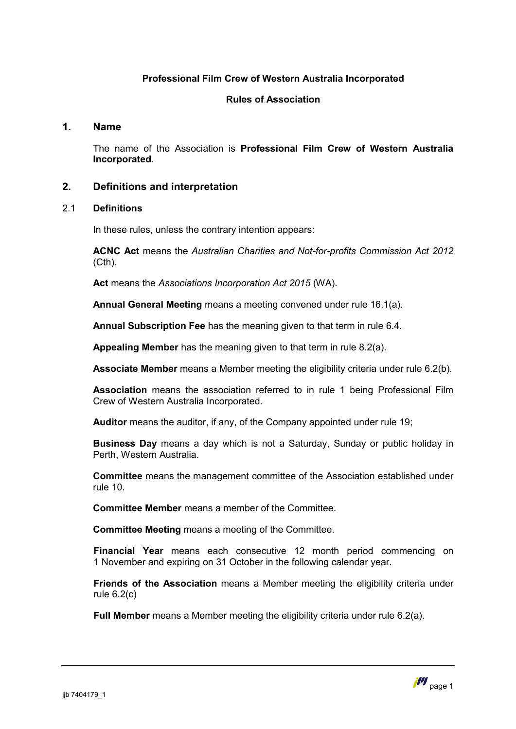**Professional Film Crew of Western Australia Incorporated**

**Rules of Association**

## 1. Name

The name of the Association is **Professional Film Crew of Western Australia Incorporated**.

## 2. Definitions and interpretation

### 2.1 Definitions

In these rules, unless the contrary intention appears:

**ACNC Act** means the *Australian Charities and Not-for-profits Commission Act 2012* (Cth).

**Act** means the *Associations Incorporation Act 2015* (WA).

**Annual General Meeting** means a meeting convened under rule 16.1(a).

**Annual Subscription Fee** has the meaning given to that term in rule 6.4.

**Appealing Member** has the meaning given to that term in rule 8.2(a).

**Associate Member** means a Member meeting the eligibility criteria under rule 6.2(b).

**Association** means the association referred to in rule 1 being Professional Film Crew of Western Australia Incorporated.

**Auditor** means the auditor, if any, of the Company appointed under rule 19;

**Business Day** means a day which is not a Saturday, Sunday or public holiday in Perth, Western Australia.

**Committee** means the management committee of the Association established under rule 10.

**Committee Member** means a member of the Committee.

**Committee Meeting** means a meeting of the Committee.

**Financial Year** means each consecutive 12 month period commencing on 1 November and expiring on 31 October in the following calendar year.

**Friends of the Association** means a Member meeting the eligibility criteria under rule 6.2(c)

**Full Member** means a Member meeting the eligibility criteria under rule 6.2(a).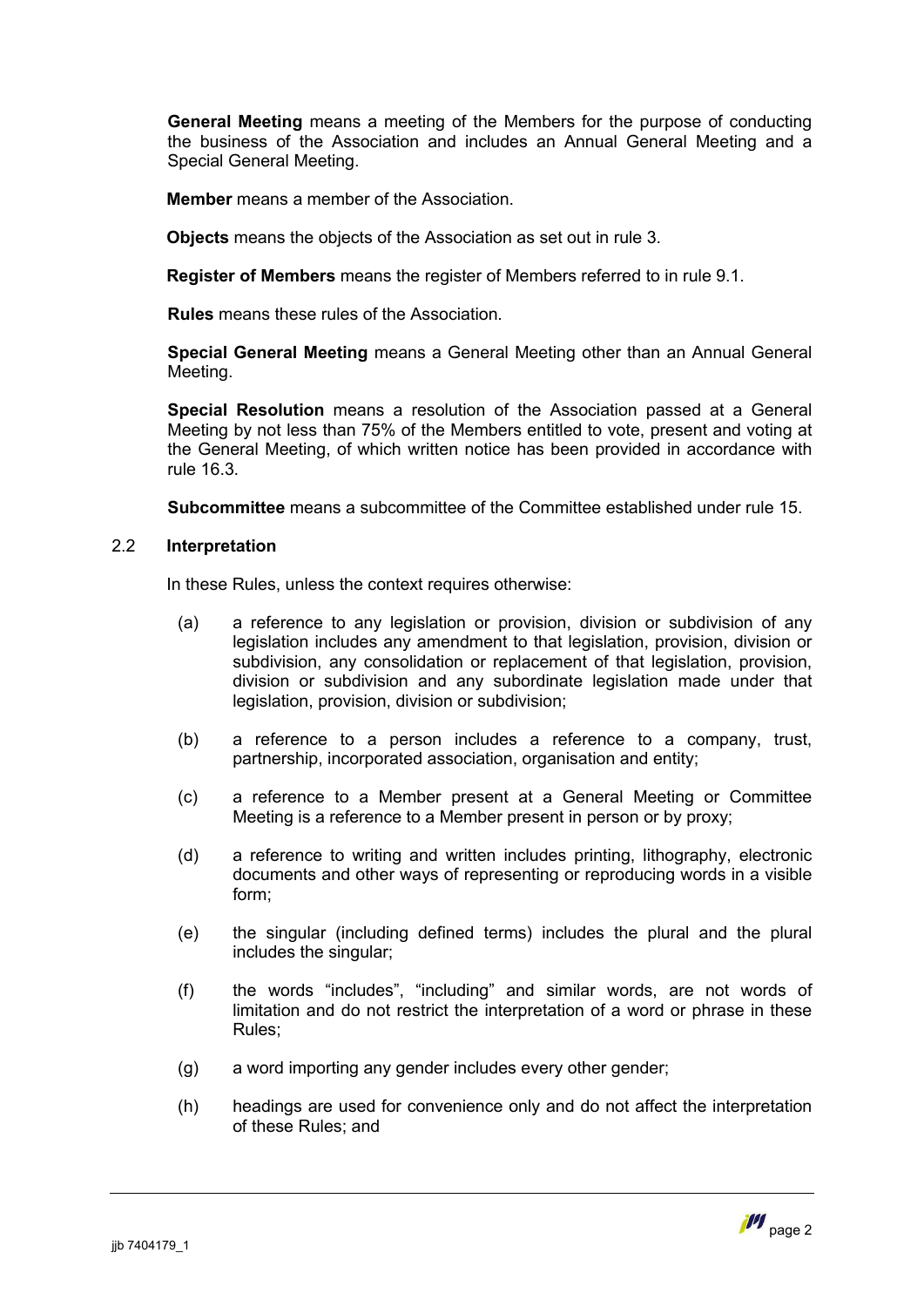**General Meeting** means a meeting of the Members for the purpose of conducting the business of the Association and includes an Annual General Meeting and a Special General Meeting.

**Member** means a member of the Association.

**Objects** means the objects of the Association as set out in rule 3.

**Register of Members** means the register of Members referred to in rule 9.1.

**Rules** means these rules of the Association.

**Special General Meeting** means a General Meeting other than an Annual General Meeting.

**Special Resolution** means a resolution of the Association passed at a General Meeting by not less than 75% of the Members entitled to vote, present and voting at the General Meeting, of which written notice has been provided in accordance with rule 16.3.

**Subcommittee** means a subcommittee of the Committee established under rule 15.

### 2.2 Interpretation

In these Rules, unless the context requires otherwise:

(a) a reference to any legislation or provision, division or subdivision of any legislation includes any amendment to that legislation, provision, division or subdivision, any consolidation or replacement of that legislation, provision, division or subdivision and any subordinate legislation made under that legislation, provision, division or subdivision;

(b) a reference to a person includes a reference to a company, trust, partnership, incorporated association, organisation and entity;

(c) a reference to a Member present at a General Meeting or Committee Meeting is a reference to a Member present in person or by proxy;

(d) a reference to writing and written includes printing, lithography, electronic documents and other ways of representing or reproducing words in a visible form;

(e) the singular (including defined terms) includes the plural and the plural includes the singular;

(f) the words "includes", "including" and similar words, are not words of limitation and do not restrict the interpretation of a word or phrase in these Rules;

(g) a word importing any gender includes every other gender;

(h) headings are used for convenience only and do not affect the interpretation of these Rules; and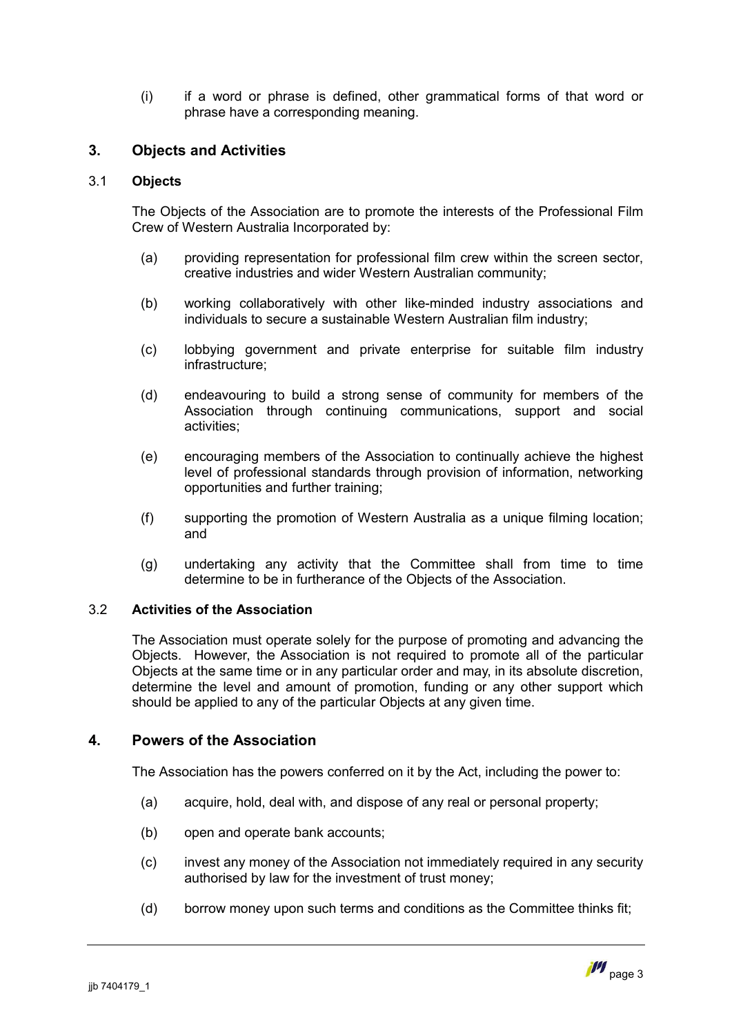(i) if a word or phrase is defined, other grammatical forms of that word or phrase have a corresponding meaning.

## 3. Objects and Activities

### 3.1 Objects

The Objects of the Association are to promote the interests of the Professional Film Crew of Western Australia Incorporated by:

(a) providing representation for professional film crew within the screen sector, creative industries and wider Western Australian community;

(b) working collaboratively with other like-minded industry associations and individuals to secure a sustainable Western Australian film industry;

(c) lobbying government and private enterprise for suitable film industry infrastructure;

(d) endeavouring to build a strong sense of community for members of the Association through continuing communications, support and social activities;

(e) encouraging members of the Association to continually achieve the highest level of professional standards through provision of information, networking opportunities and further training;

(f) supporting the promotion of Western Australia as a unique filming location; and

(g) undertaking any activity that the Committee shall from time to time determine to be in furtherance of the Objects of the Association.

### 3.2 Activities of the Association

The Association must operate solely for the purpose of promoting and advancing the Objects. However, the Association is not required to promote all of the particular Objects at the same time or in any particular order and may, in its absolute discretion, determine the level and amount of promotion, funding or any other support which should be applied to any of the particular Objects at any given time.

## 4. Powers of the Association

The Association has the powers conferred on it by the Act, including the power to:

(a) acquire, hold, deal with, and dispose of any real or personal property;

(b) open and operate bank accounts;

(c) invest any money of the Association not immediately required in any security authorised by law for the investment of trust money;

(d) borrow money upon such terms and conditions as the Committee thinks fit;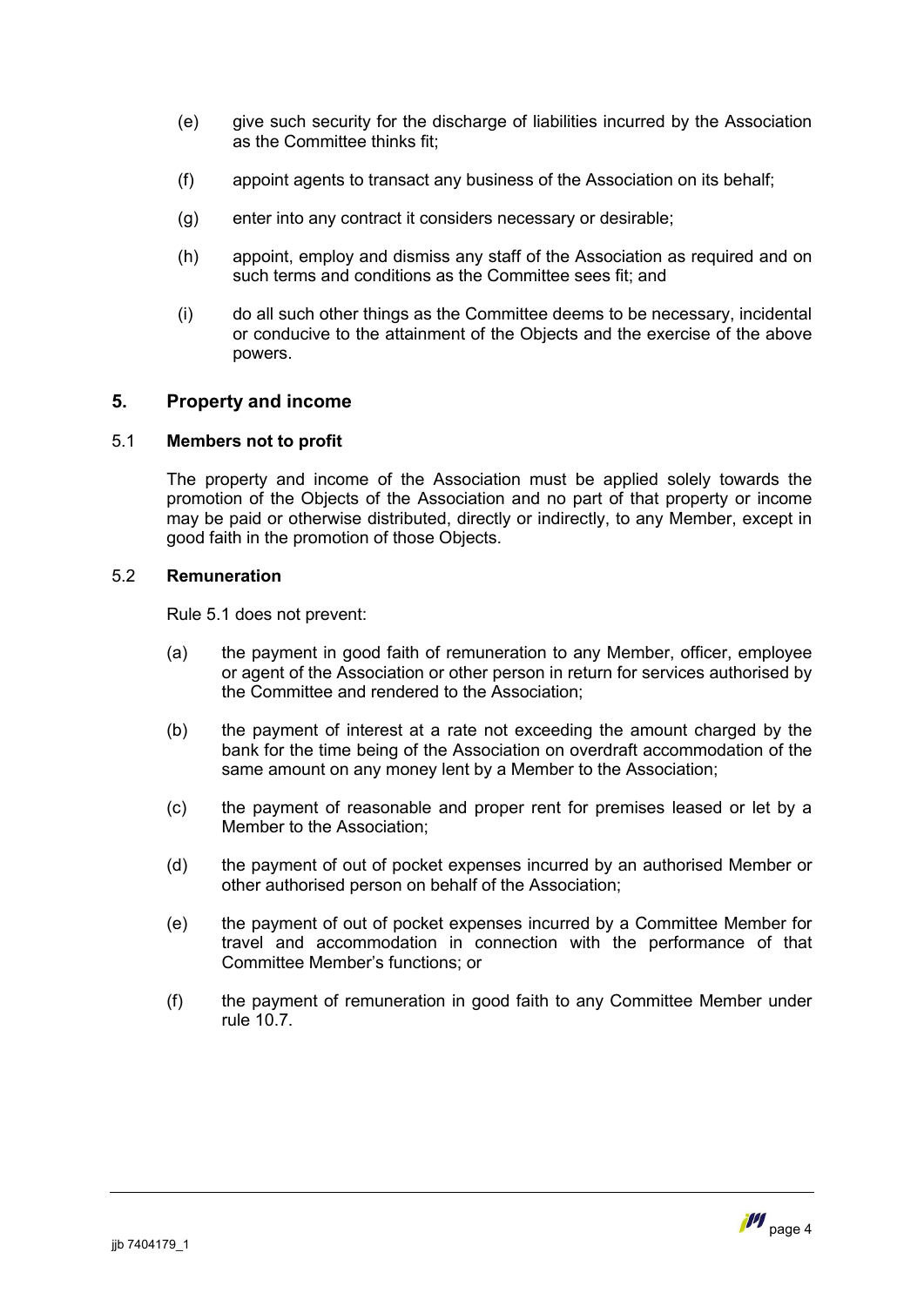(e) give such security for the discharge of liabilities incurred by the Association as the Committee thinks fit;

(f) appoint agents to transact any business of the Association on its behalf;

(g) enter into any contract it considers necessary or desirable;

(h) appoint, employ and dismiss any staff of the Association as required and on such terms and conditions as the Committee sees fit; and

(i) do all such other things as the Committee deems to be necessary, incidental or conducive to the attainment of the Objects and the exercise of the above powers.

## 5. Property and income

### 5.1 Members not to profit

The property and income of the Association must be applied solely towards the promotion of the Objects of the Association and no part of that property or income may be paid or otherwise distributed, directly or indirectly, to any Member, except in good faith in the promotion of those Objects.

### 5.2 Remuneration

Rule 5.1 does not prevent:

(a) the payment in good faith of remuneration to any Member, officer, employee or agent of the Association or other person in return for services authorised by the Committee and rendered to the Association;

(b) the payment of interest at a rate not exceeding the amount charged by the bank for the time being of the Association on overdraft accommodation of the same amount on any money lent by a Member to the Association;

(c) the payment of reasonable and proper rent for premises leased or let by a Member to the Association;

(d) the payment of out of pocket expenses incurred by an authorised Member or other authorised person on behalf of the Association;

(e) the payment of out of pocket expenses incurred by a Committee Member for travel and accommodation in connection with the performance of that Committee Member's functions; or

(f) the payment of remuneration in good faith to any Committee Member under rule 10.7.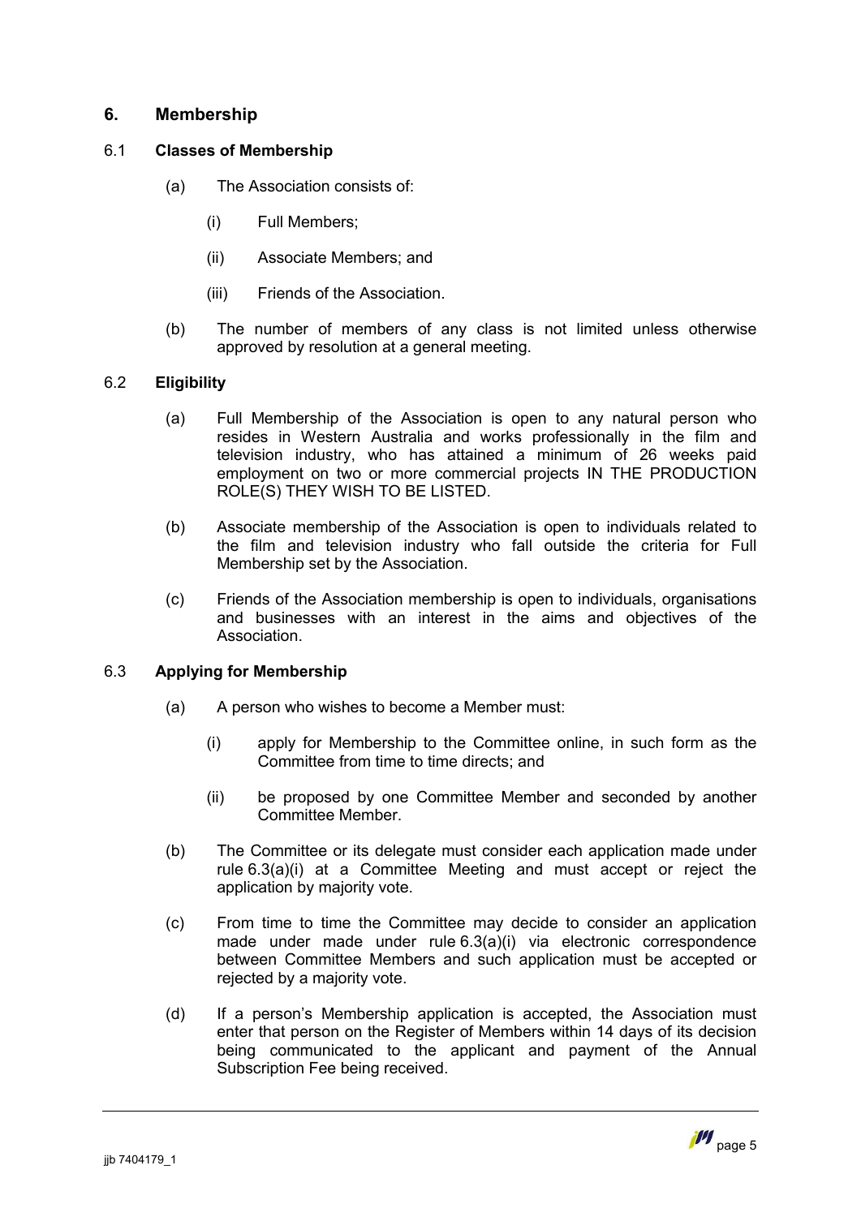## 6. Membership

### 6.1 Classes of Membership

(a) The Association consists of:

(i) Full Members;

(ii) Associate Members; and

(iii) Friends of the Association.

(b) The number of members of any class is not limited unless otherwise approved by resolution at a general meeting.

### 6.2 Eligibility

(a) Full Membership of the Association is open to any natural person who resides in Western Australia and works professionally in the film and television industry, who has attained a minimum of 26 weeks paid employment on two or more commercial projects IN THE PRODUCTION ROLE(S) THEY WISH TO BE LISTED.

(b) Associate membership of the Association is open to individuals related to the film and television industry who fall outside the criteria for Full Membership set by the Association.

(c) Friends of the Association membership is open to individuals, organisations and businesses with an interest in the aims and objectives of the Association.

### 6.3 Applying for Membership

(a) A person who wishes to become a Member must:

(i) apply for Membership to the Committee online, in such form as the Committee from time to time directs; and

(ii) be proposed by one Committee Member and seconded by another Committee Member.

(b) The Committee or its delegate must consider each application made under rule 6.3(a)(i) at a Committee Meeting and must accept or reject the application by majority vote.

(c) From time to time the Committee may decide to consider an application made under made under rule 6.3(a)(i) via electronic correspondence between Committee Members and such application must be accepted or rejected by a majority vote.

(d) If a person's Membership application is accepted, the Association must enter that person on the Register of Members within 14 days of its decision being communicated to the applicant and payment of the Annual Subscription Fee being received.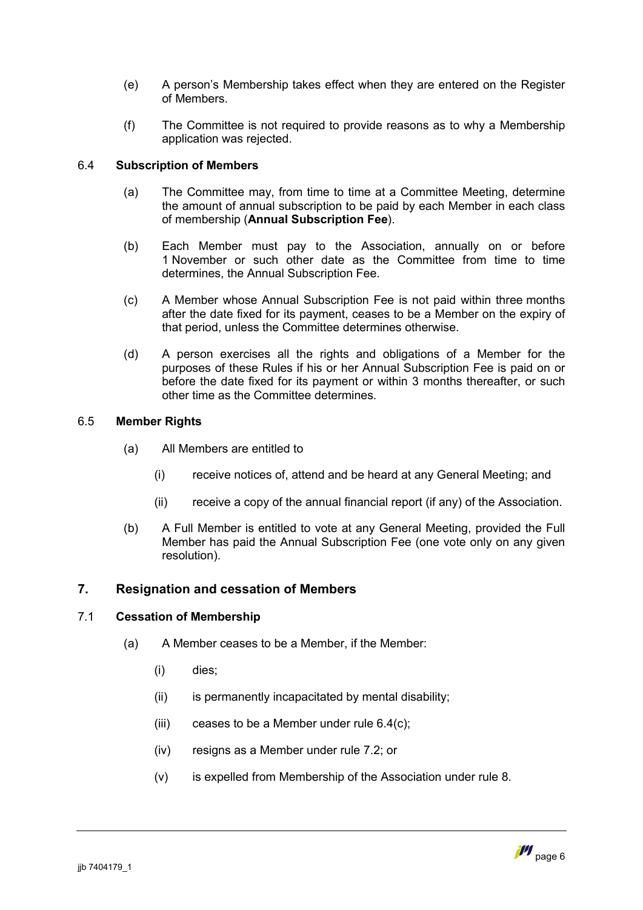(e) A person's Membership takes effect when they are entered on the Register of Members.

(f) The Committee is not required to provide reasons as to why a Membership application was rejected.

6.4 **Subscription of Members**

(a) The Committee may, from time to time at a Committee Meeting, determine the amount of annual subscription to be paid by each Member in each class of membership (**Annual Subscription Fee**).

(b) Each Member must pay to the Association, annually on or before 1 November or such other date as the Committee from time to time determines, the Annual Subscription Fee.

(c) A Member whose Annual Subscription Fee is not paid within three months after the date fixed for its payment, ceases to be a Member on the expiry of that period, unless the Committee determines otherwise.

(d) A person exercises all the rights and obligations of a Member for the purposes of these Rules if his or her Annual Subscription Fee is paid on or before the date fixed for its payment or within 3 months thereafter, or such other time as the Committee determines.

6.5 **Member Rights**

(a) All Members are entitled to

(i) receive notices of, attend and be heard at any General Meeting; and

(ii) receive a copy of the annual financial report (if any) of the Association.

(b) A Full Member is entitled to vote at any General Meeting, provided the Full Member has paid the Annual Subscription Fee (one vote only on any given resolution).

## 7. Resignation and cessation of Members

7.1 **Cessation of Membership**

(a) A Member ceases to be a Member, if the Member:

(i) dies;

(ii) is permanently incapacitated by mental disability;

(iii) ceases to be a Member under rule 6.4(c);

(iv) resigns as a Member under rule 7.2; or

(v) is expelled from Membership of the Association under rule 8.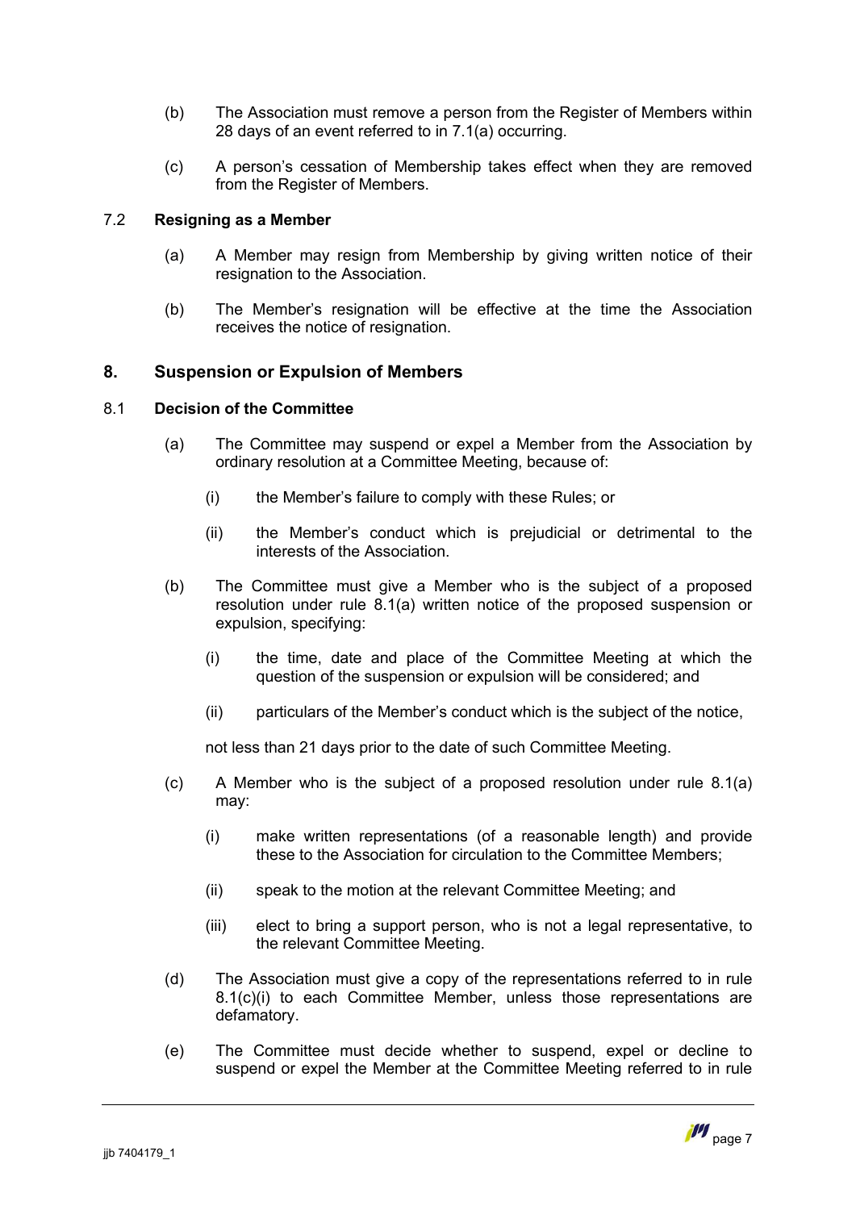(b) The Association must remove a person from the Register of Members within 28 days of an event referred to in 7.1(a) occurring.

(c) A person's cessation of Membership takes effect when they are removed from the Register of Members.

7.2 **Resigning as a Member**

(a) A Member may resign from Membership by giving written notice of their resignation to the Association.

(b) The Member's resignation will be effective at the time the Association receives the notice of resignation.

## 8. Suspension or Expulsion of Members

8.1 **Decision of the Committee**

(a) The Committee may suspend or expel a Member from the Association by ordinary resolution at a Committee Meeting, because of:

(i) the Member's failure to comply with these Rules; or

(ii) the Member's conduct which is prejudicial or detrimental to the interests of the Association.

(b) The Committee must give a Member who is the subject of a proposed resolution under rule 8.1(a) written notice of the proposed suspension or expulsion, specifying:

(i) the time, date and place of the Committee Meeting at which the question of the suspension or expulsion will be considered; and

(ii) particulars of the Member's conduct which is the subject of the notice,

not less than 21 days prior to the date of such Committee Meeting.

(c) A Member who is the subject of a proposed resolution under rule 8.1(a) may:

(i) make written representations (of a reasonable length) and provide these to the Association for circulation to the Committee Members;

(ii) speak to the motion at the relevant Committee Meeting; and

(iii) elect to bring a support person, who is not a legal representative, to the relevant Committee Meeting.

(d) The Association must give a copy of the representations referred to in rule 8.1(c)(i) to each Committee Member, unless those representations are defamatory.

(e) The Committee must decide whether to suspend, expel or decline to suspend or expel the Member at the Committee Meeting referred to in rule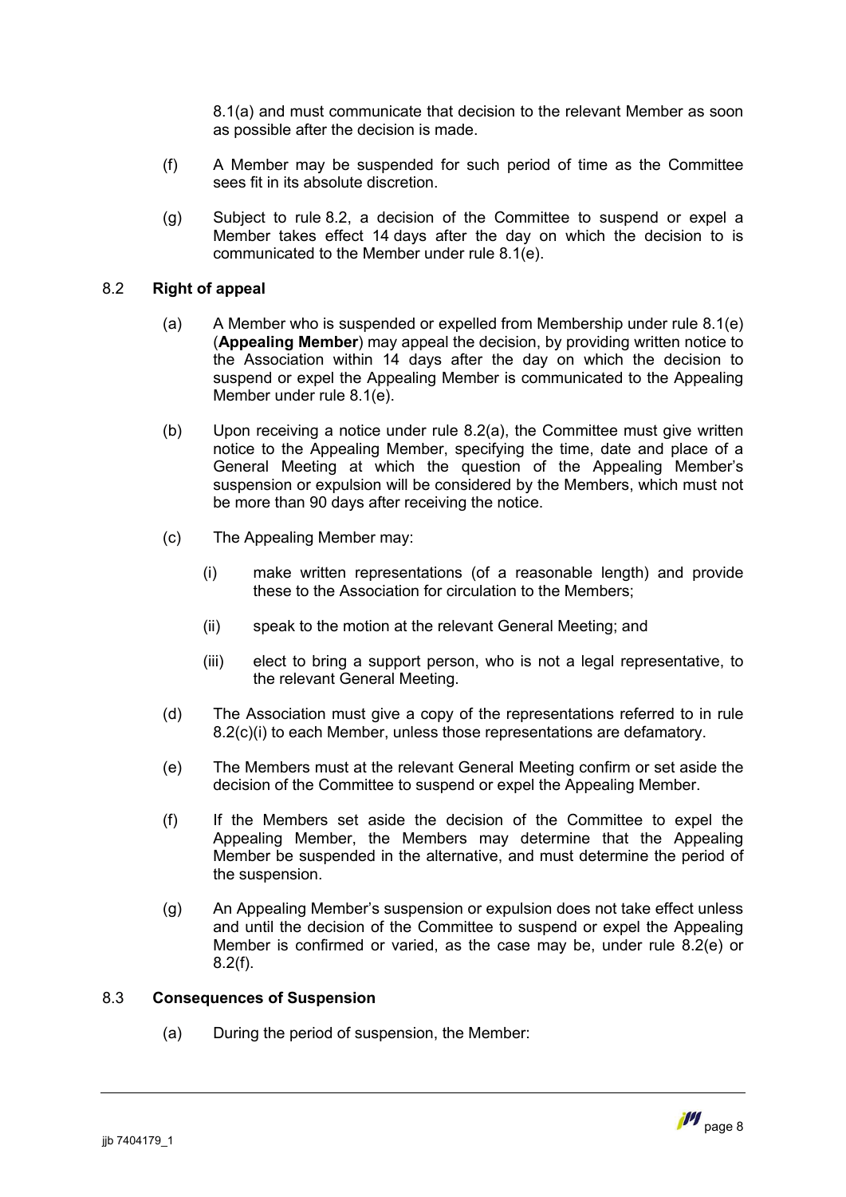8.1(a) and must communicate that decision to the relevant Member as soon as possible after the decision is made.

(f) A Member may be suspended for such period of time as the Committee sees fit in its absolute discretion.

(g) Subject to rule 8.2, a decision of the Committee to suspend or expel a Member takes effect 14 days after the day on which the decision to is communicated to the Member under rule 8.1(e).

## 8.2 Right of appeal

(a) A Member who is suspended or expelled from Membership under rule 8.1(e) (**Appealing Member**) may appeal the decision, by providing written notice to the Association within 14 days after the day on which the decision to suspend or expel the Appealing Member is communicated to the Appealing Member under rule 8.1(e).

(b) Upon receiving a notice under rule 8.2(a), the Committee must give written notice to the Appealing Member, specifying the time, date and place of a General Meeting at which the question of the Appealing Member's suspension or expulsion will be considered by the Members, which must not be more than 90 days after receiving the notice.

(c) The Appealing Member may:

(i) make written representations (of a reasonable length) and provide these to the Association for circulation to the Members;

(ii) speak to the motion at the relevant General Meeting; and

(iii) elect to bring a support person, who is not a legal representative, to the relevant General Meeting.

(d) The Association must give a copy of the representations referred to in rule 8.2(c)(i) to each Member, unless those representations are defamatory.

(e) The Members must at the relevant General Meeting confirm or set aside the decision of the Committee to suspend or expel the Appealing Member.

(f) If the Members set aside the decision of the Committee to expel the Appealing Member, the Members may determine that the Appealing Member be suspended in the alternative, and must determine the period of the suspension.

(g) An Appealing Member's suspension or expulsion does not take effect unless and until the decision of the Committee to suspend or expel the Appealing Member is confirmed or varied, as the case may be, under rule 8.2(e) or 8.2(f).

## 8.3 Consequences of Suspension

(a) During the period of suspension, the Member: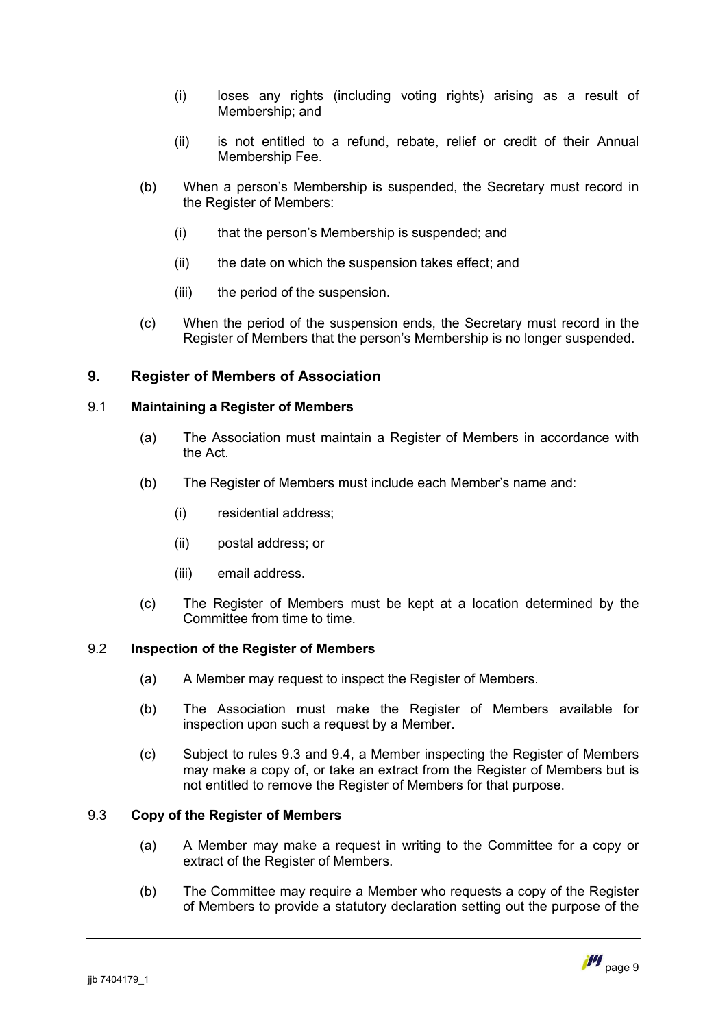(i) loses any rights (including voting rights) arising as a result of Membership; and

(ii) is not entitled to a refund, rebate, relief or credit of their Annual Membership Fee.

(b) When a person's Membership is suspended, the Secretary must record in the Register of Members:

(i) that the person's Membership is suspended; and

(ii) the date on which the suspension takes effect; and

(iii) the period of the suspension.

(c) When the period of the suspension ends, the Secretary must record in the Register of Members that the person's Membership is no longer suspended.

## 9. Register of Members of Association

### 9.1 Maintaining a Register of Members

(a) The Association must maintain a Register of Members in accordance with the Act.

(b) The Register of Members must include each Member's name and:

(i) residential address;

(ii) postal address; or

(iii) email address.

(c) The Register of Members must be kept at a location determined by the Committee from time to time.

### 9.2 Inspection of the Register of Members

(a) A Member may request to inspect the Register of Members.

(b) The Association must make the Register of Members available for inspection upon such a request by a Member.

(c) Subject to rules 9.3 and 9.4, a Member inspecting the Register of Members may make a copy of, or take an extract from the Register of Members but is not entitled to remove the Register of Members for that purpose.

### 9.3 Copy of the Register of Members

(a) A Member may make a request in writing to the Committee for a copy or extract of the Register of Members.

(b) The Committee may require a Member who requests a copy of the Register of Members to provide a statutory declaration setting out the purpose of the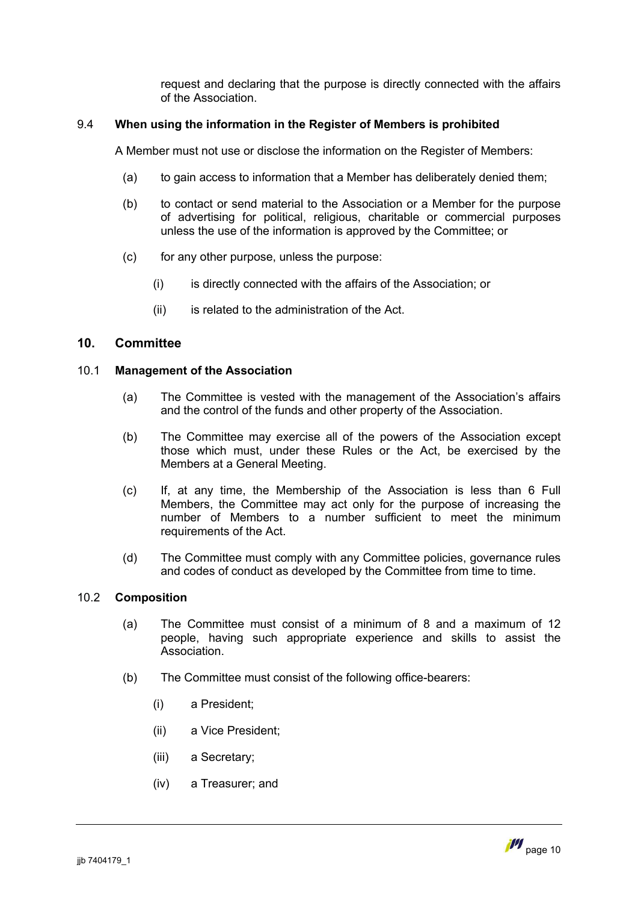request and declaring that the purpose is directly connected with the affairs of the Association.

### 9.4 When using the information in the Register of Members is prohibited

A Member must not use or disclose the information on the Register of Members:

(a) to gain access to information that a Member has deliberately denied them;

(b) to contact or send material to the Association or a Member for the purpose of advertising for political, religious, charitable or commercial purposes unless the use of the information is approved by the Committee; or

(c) for any other purpose, unless the purpose:

(i) is directly connected with the affairs of the Association; or

(ii) is related to the administration of the Act.

## 10. Committee

### 10.1 Management of the Association

(a) The Committee is vested with the management of the Association's affairs and the control of the funds and other property of the Association.

(b) The Committee may exercise all of the powers of the Association except those which must, under these Rules or the Act, be exercised by the Members at a General Meeting.

(c) If, at any time, the Membership of the Association is less than 6 Full Members, the Committee may act only for the purpose of increasing the number of Members to a number sufficient to meet the minimum requirements of the Act.

(d) The Committee must comply with any Committee policies, governance rules and codes of conduct as developed by the Committee from time to time.

### 10.2 Composition

(a) The Committee must consist of a minimum of 8 and a maximum of 12 people, having such appropriate experience and skills to assist the Association.

(b) The Committee must consist of the following office-bearers:

(i) a President;

(ii) a Vice President;

(iii) a Secretary;

(iv) a Treasurer; and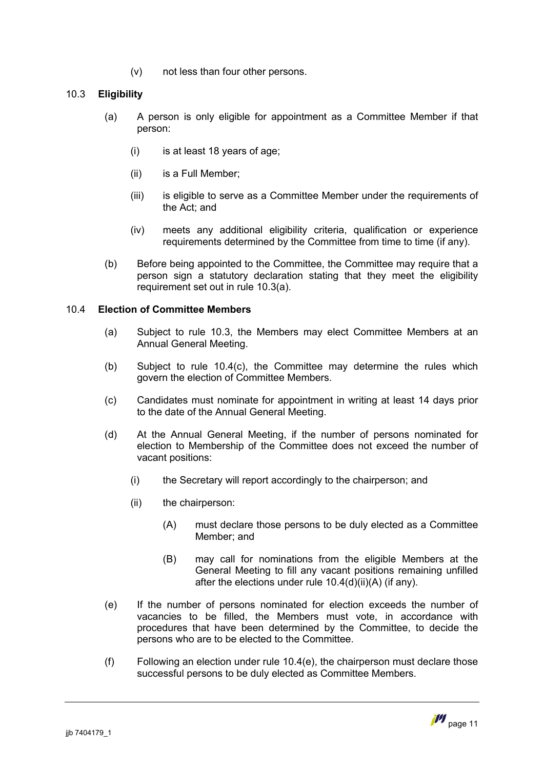(v) not less than four other persons.

### 10.3 Eligibility

(a) A person is only eligible for appointment as a Committee Member if that person:

(i) is at least 18 years of age;

(ii) is a Full Member;

(iii) is eligible to serve as a Committee Member under the requirements of the Act; and

(iv) meets any additional eligibility criteria, qualification or experience requirements determined by the Committee from time to time (if any).

(b) Before being appointed to the Committee, the Committee may require that a person sign a statutory declaration stating that they meet the eligibility requirement set out in rule 10.3(a).

### 10.4 Election of Committee Members

(a) Subject to rule 10.3, the Members may elect Committee Members at an Annual General Meeting.

(b) Subject to rule 10.4(c), the Committee may determine the rules which govern the election of Committee Members.

(c) Candidates must nominate for appointment in writing at least 14 days prior to the date of the Annual General Meeting.

(d) At the Annual General Meeting, if the number of persons nominated for election to Membership of the Committee does not exceed the number of vacant positions:

(i) the Secretary will report accordingly to the chairperson; and

(ii) the chairperson:

(A) must declare those persons to be duly elected as a Committee Member; and

(B) may call for nominations from the eligible Members at the General Meeting to fill any vacant positions remaining unfilled after the elections under rule 10.4(d)(ii)(A) (if any).

(e) If the number of persons nominated for election exceeds the number of vacancies to be filled, the Members must vote, in accordance with procedures that have been determined by the Committee, to decide the persons who are to be elected to the Committee.

(f) Following an election under rule 10.4(e), the chairperson must declare those successful persons to be duly elected as Committee Members.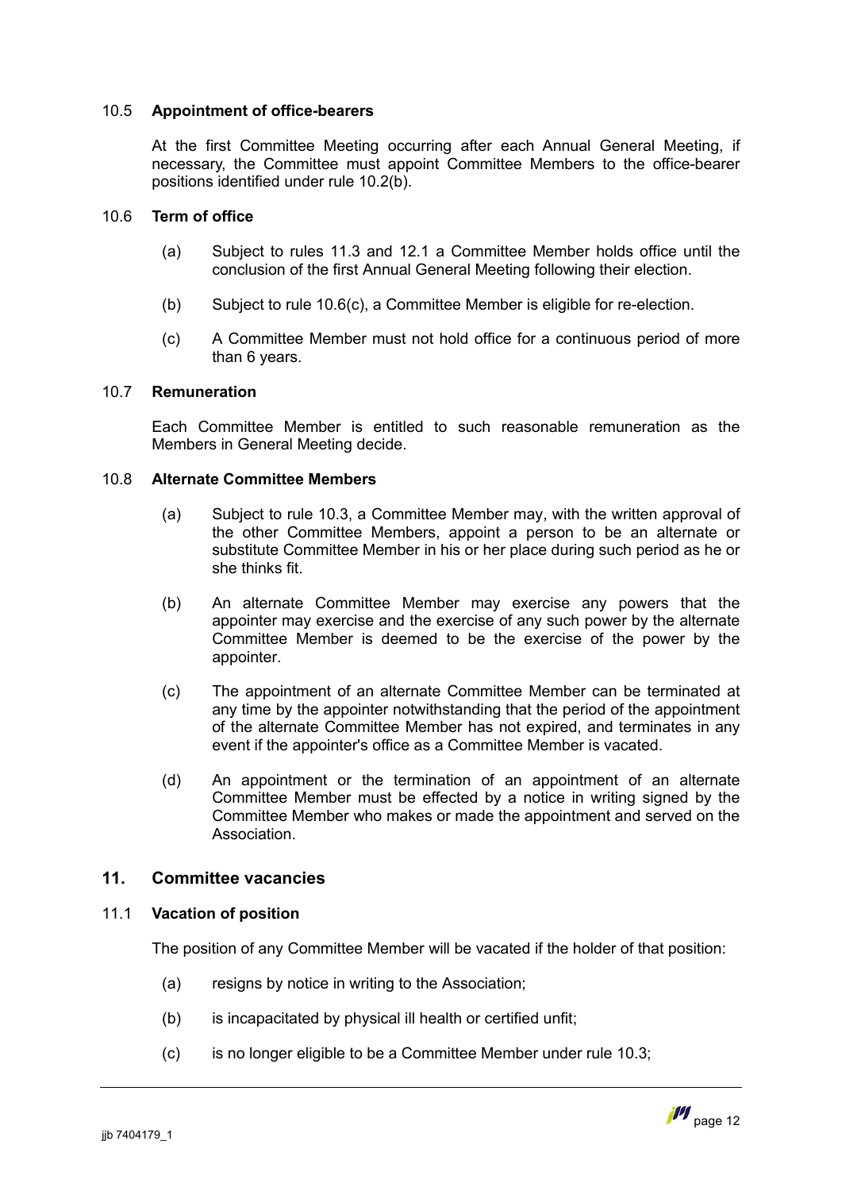### 10.5 **Appointment of office-bearers**

At the first Committee Meeting occurring after each Annual General Meeting, if necessary, the Committee must appoint Committee Members to the office-bearer positions identified under rule 10.2(b).

### 10.6 **Term of office**

(a) Subject to rules 11.3 and 12.1 a Committee Member holds office until the conclusion of the first Annual General Meeting following their election.

(b) Subject to rule 10.6(c), a Committee Member is eligible for re-election.

(c) A Committee Member must not hold office for a continuous period of more than 6 years.

### 10.7 **Remuneration**

Each Committee Member is entitled to such reasonable remuneration as the Members in General Meeting decide.

### 10.8 **Alternate Committee Members**

(a) Subject to rule 10.3, a Committee Member may, with the written approval of the other Committee Members, appoint a person to be an alternate or substitute Committee Member in his or her place during such period as he or she thinks fit.

(b) An alternate Committee Member may exercise any powers that the appointer may exercise and the exercise of any such power by the alternate Committee Member is deemed to be the exercise of the power by the appointer.

(c) The appointment of an alternate Committee Member can be terminated at any time by the appointer notwithstanding that the period of the appointment of the alternate Committee Member has not expired, and terminates in any event if the appointer's office as a Committee Member is vacated.

(d) An appointment or the termination of an appointment of an alternate Committee Member must be effected by a notice in writing signed by the Committee Member who makes or made the appointment and served on the Association.

## 11. Committee vacancies

### 11.1 **Vacation of position**

The position of any Committee Member will be vacated if the holder of that position:

(a) resigns by notice in writing to the Association;

(b) is incapacitated by physical ill health or certified unfit;

(c) is no longer eligible to be a Committee Member under rule 10.3;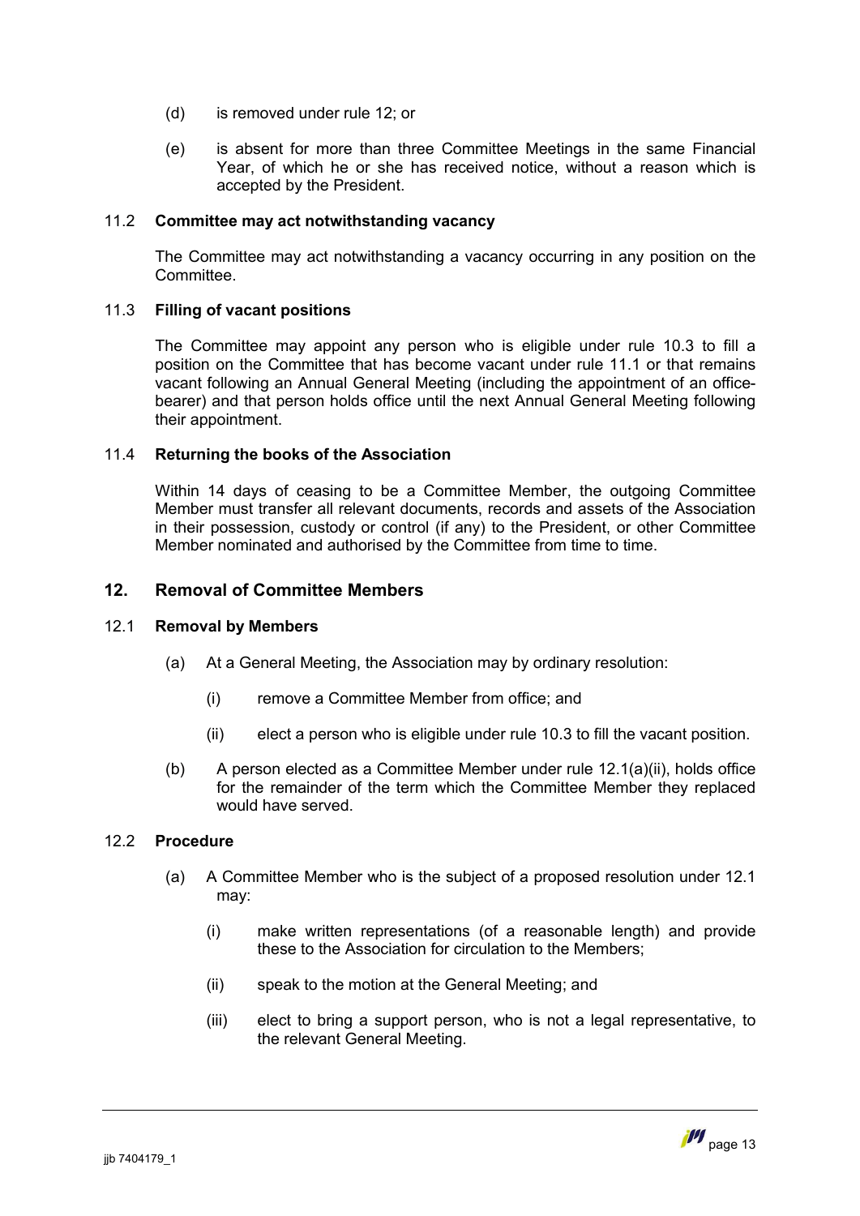(d) is removed under rule 12; or

(e) is absent for more than three Committee Meetings in the same Financial Year, of which he or she has received notice, without a reason which is accepted by the President.

### 11.2 Committee may act notwithstanding vacancy

The Committee may act notwithstanding a vacancy occurring in any position on the Committee.

### 11.3 Filling of vacant positions

The Committee may appoint any person who is eligible under rule 10.3 to fill a position on the Committee that has become vacant under rule 11.1 or that remains vacant following an Annual General Meeting (including the appointment of an office-bearer) and that person holds office until the next Annual General Meeting following their appointment.

### 11.4 Returning the books of the Association

Within 14 days of ceasing to be a Committee Member, the outgoing Committee Member must transfer all relevant documents, records and assets of the Association in their possession, custody or control (if any) to the President, or other Committee Member nominated and authorised by the Committee from time to time.

## 12. Removal of Committee Members

### 12.1 Removal by Members

(a) At a General Meeting, the Association may by ordinary resolution:

  (i) remove a Committee Member from office; and

  (ii) elect a person who is eligible under rule 10.3 to fill the vacant position.

(b) A person elected as a Committee Member under rule 12.1(a)(ii), holds office for the remainder of the term which the Committee Member they replaced would have served.

### 12.2 Procedure

(a) A Committee Member who is the subject of a proposed resolution under 12.1 may:

  (i) make written representations (of a reasonable length) and provide these to the Association for circulation to the Members;

  (ii) speak to the motion at the General Meeting; and

  (iii) elect to bring a support person, who is not a legal representative, to the relevant General Meeting.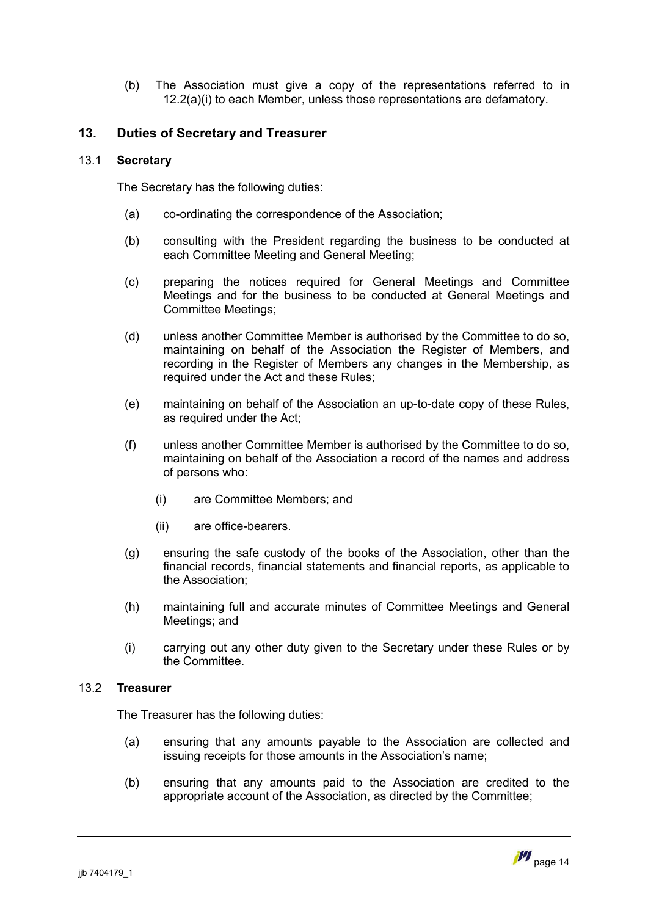(b) The Association must give a copy of the representations referred to in 12.2(a)(i) to each Member, unless those representations are defamatory.

## 13. Duties of Secretary and Treasurer

### 13.1 Secretary

The Secretary has the following duties:

(a) co-ordinating the correspondence of the Association;

(b) consulting with the President regarding the business to be conducted at each Committee Meeting and General Meeting;

(c) preparing the notices required for General Meetings and Committee Meetings and for the business to be conducted at General Meetings and Committee Meetings;

(d) unless another Committee Member is authorised by the Committee to do so, maintaining on behalf of the Association the Register of Members, and recording in the Register of Members any changes in the Membership, as required under the Act and these Rules;

(e) maintaining on behalf of the Association an up-to-date copy of these Rules, as required under the Act;

(f) unless another Committee Member is authorised by the Committee to do so, maintaining on behalf of the Association a record of the names and address of persons who:

(i) are Committee Members; and

(ii) are office-bearers.

(g) ensuring the safe custody of the books of the Association, other than the financial records, financial statements and financial reports, as applicable to the Association;

(h) maintaining full and accurate minutes of Committee Meetings and General Meetings; and

(i) carrying out any other duty given to the Secretary under these Rules or by the Committee.

### 13.2 Treasurer

The Treasurer has the following duties:

(a) ensuring that any amounts payable to the Association are collected and issuing receipts for those amounts in the Association's name;

(b) ensuring that any amounts paid to the Association are credited to the appropriate account of the Association, as directed by the Committee;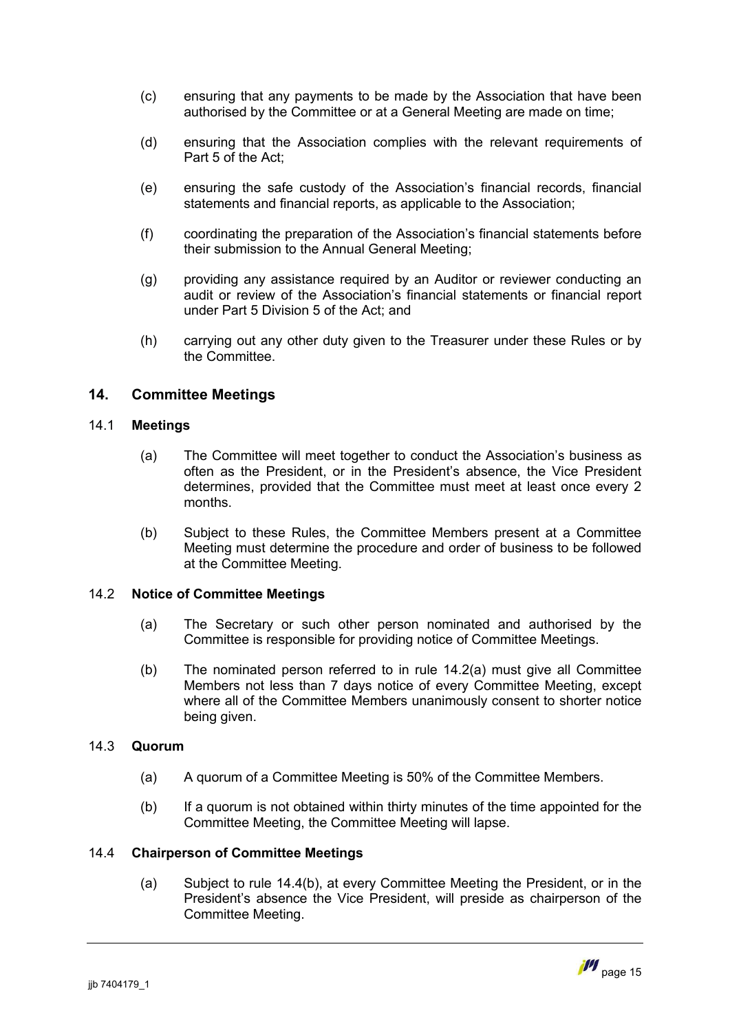(c) ensuring that any payments to be made by the Association that have been authorised by the Committee or at a General Meeting are made on time;

(d) ensuring that the Association complies with the relevant requirements of Part 5 of the Act;

(e) ensuring the safe custody of the Association's financial records, financial statements and financial reports, as applicable to the Association;

(f) coordinating the preparation of the Association's financial statements before their submission to the Annual General Meeting;

(g) providing any assistance required by an Auditor or reviewer conducting an audit or review of the Association's financial statements or financial report under Part 5 Division 5 of the Act; and

(h) carrying out any other duty given to the Treasurer under these Rules or by the Committee.

## 14. Committee Meetings

### 14.1 Meetings

(a) The Committee will meet together to conduct the Association's business as often as the President, or in the President's absence, the Vice President determines, provided that the Committee must meet at least once every 2 months.

(b) Subject to these Rules, the Committee Members present at a Committee Meeting must determine the procedure and order of business to be followed at the Committee Meeting.

### 14.2 Notice of Committee Meetings

(a) The Secretary or such other person nominated and authorised by the Committee is responsible for providing notice of Committee Meetings.

(b) The nominated person referred to in rule 14.2(a) must give all Committee Members not less than 7 days notice of every Committee Meeting, except where all of the Committee Members unanimously consent to shorter notice being given.

### 14.3 Quorum

(a) A quorum of a Committee Meeting is 50% of the Committee Members.

(b) If a quorum is not obtained within thirty minutes of the time appointed for the Committee Meeting, the Committee Meeting will lapse.

### 14.4 Chairperson of Committee Meetings

(a) Subject to rule 14.4(b), at every Committee Meeting the President, or in the President's absence the Vice President, will preside as chairperson of the Committee Meeting.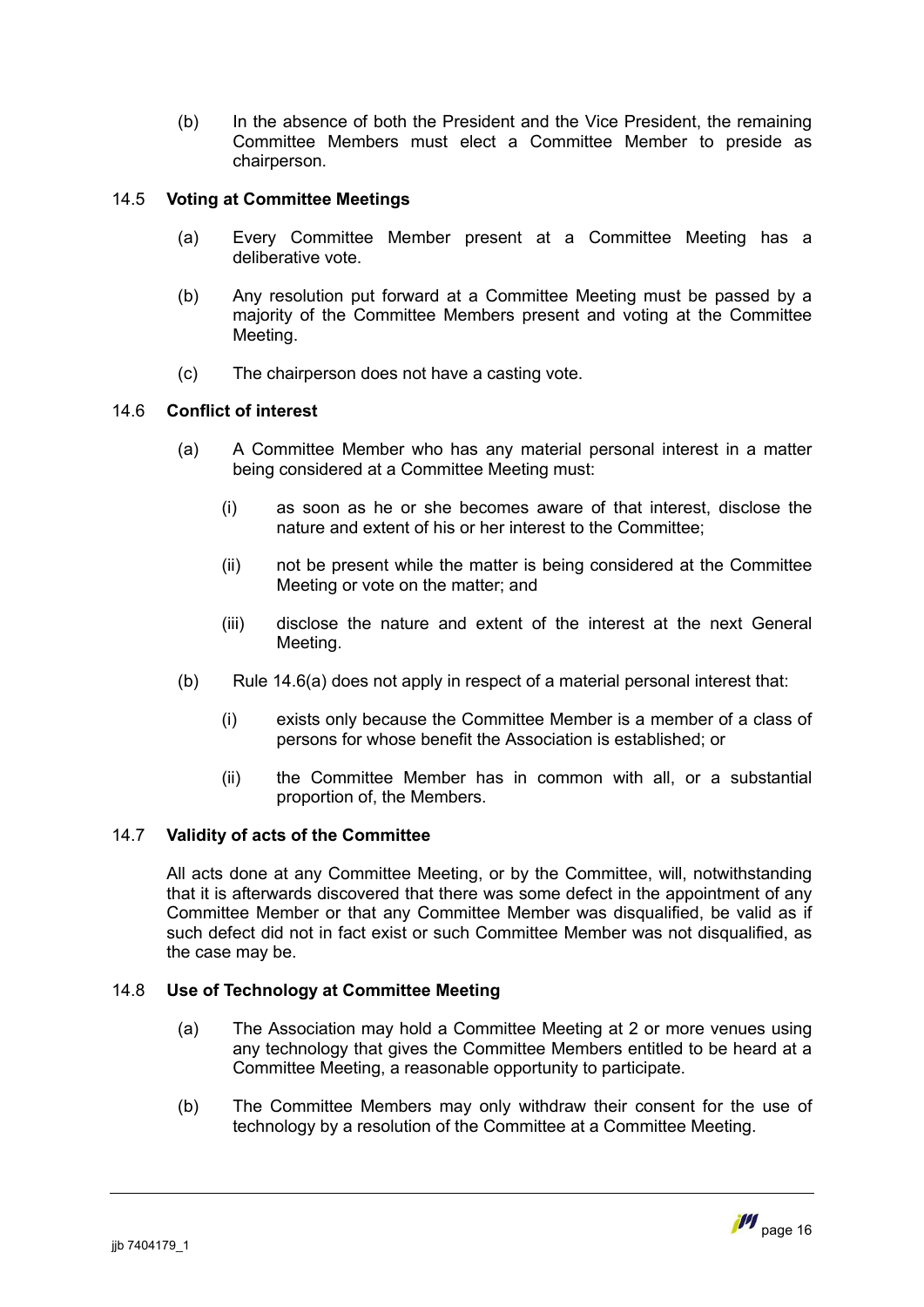(b) In the absence of both the President and the Vice President, the remaining Committee Members must elect a Committee Member to preside as chairperson.

### 14.5 **Voting at Committee Meetings**

(a) Every Committee Member present at a Committee Meeting has a deliberative vote.

(b) Any resolution put forward at a Committee Meeting must be passed by a majority of the Committee Members present and voting at the Committee Meeting.

(c) The chairperson does not have a casting vote.

### 14.6 **Conflict of interest**

(a) A Committee Member who has any material personal interest in a matter being considered at a Committee Meeting must:

(i) as soon as he or she becomes aware of that interest, disclose the nature and extent of his or her interest to the Committee;

(ii) not be present while the matter is being considered at the Committee Meeting or vote on the matter; and

(iii) disclose the nature and extent of the interest at the next General Meeting.

(b) Rule 14.6(a) does not apply in respect of a material personal interest that:

(i) exists only because the Committee Member is a member of a class of persons for whose benefit the Association is established; or

(ii) the Committee Member has in common with all, or a substantial proportion of, the Members.

### 14.7 **Validity of acts of the Committee**

All acts done at any Committee Meeting, or by the Committee, will, notwithstanding that it is afterwards discovered that there was some defect in the appointment of any Committee Member or that any Committee Member was disqualified, be valid as if such defect did not in fact exist or such Committee Member was not disqualified, as the case may be.

### 14.8 **Use of Technology at Committee Meeting**

(a) The Association may hold a Committee Meeting at 2 or more venues using any technology that gives the Committee Members entitled to be heard at a Committee Meeting, a reasonable opportunity to participate.

(b) The Committee Members may only withdraw their consent for the use of technology by a resolution of the Committee at a Committee Meeting.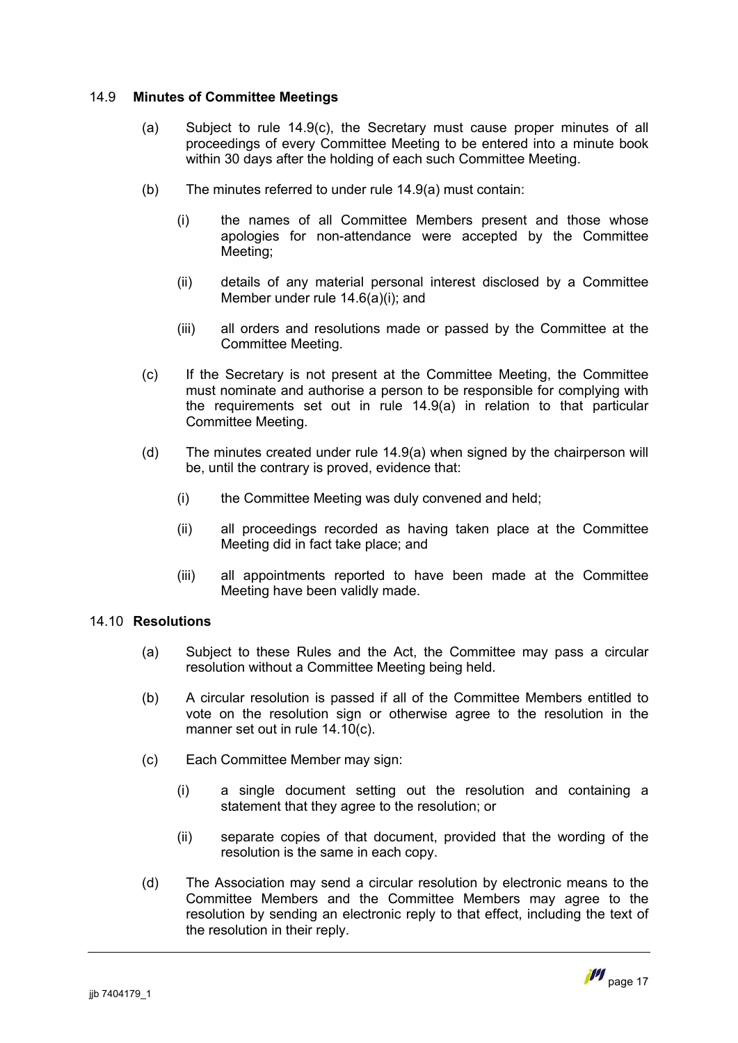### 14.9 **Minutes of Committee Meetings**

(a) Subject to rule 14.9(c), the Secretary must cause proper minutes of all proceedings of every Committee Meeting to be entered into a minute book within 30 days after the holding of each such Committee Meeting.

(b) The minutes referred to under rule 14.9(a) must contain:

  (i) the names of all Committee Members present and those whose apologies for non-attendance were accepted by the Committee Meeting;

  (ii) details of any material personal interest disclosed by a Committee Member under rule 14.6(a)(i); and

  (iii) all orders and resolutions made or passed by the Committee at the Committee Meeting.

(c) If the Secretary is not present at the Committee Meeting, the Committee must nominate and authorise a person to be responsible for complying with the requirements set out in rule 14.9(a) in relation to that particular Committee Meeting.

(d) The minutes created under rule 14.9(a) when signed by the chairperson will be, until the contrary is proved, evidence that:

  (i) the Committee Meeting was duly convened and held;

  (ii) all proceedings recorded as having taken place at the Committee Meeting did in fact take place; and

  (iii) all appointments reported to have been made at the Committee Meeting have been validly made.

### 14.10 **Resolutions**

(a) Subject to these Rules and the Act, the Committee may pass a circular resolution without a Committee Meeting being held.

(b) A circular resolution is passed if all of the Committee Members entitled to vote on the resolution sign or otherwise agree to the resolution in the manner set out in rule 14.10(c).

(c) Each Committee Member may sign:

  (i) a single document setting out the resolution and containing a statement that they agree to the resolution; or

  (ii) separate copies of that document, provided that the wording of the resolution is the same in each copy.

(d) The Association may send a circular resolution by electronic means to the Committee Members and the Committee Members may agree to the resolution by sending an electronic reply to that effect, including the text of the resolution in their reply.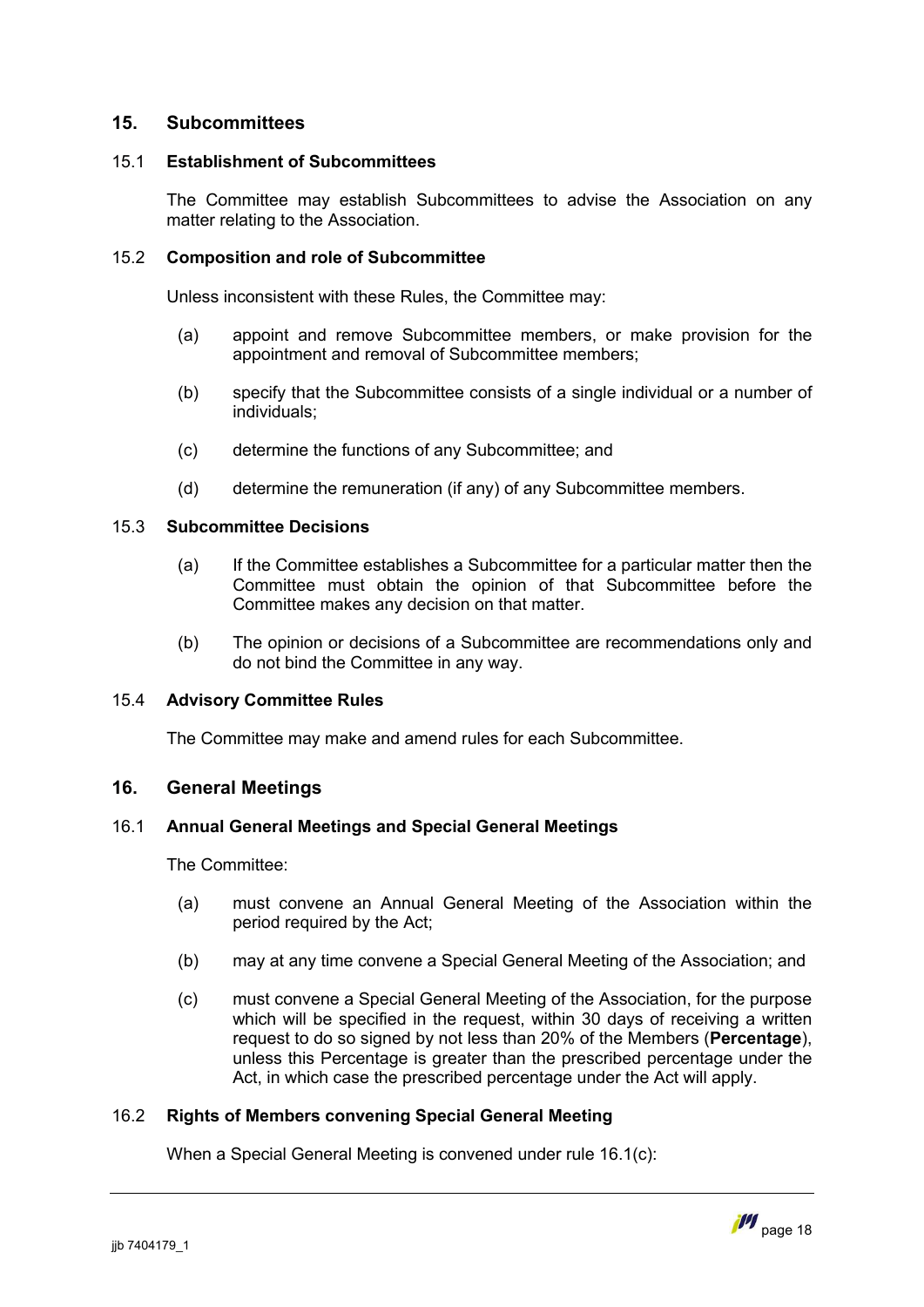## 15. Subcommittees

### 15.1 Establishment of Subcommittees

The Committee may establish Subcommittees to advise the Association on any matter relating to the Association.

### 15.2 Composition and role of Subcommittee

Unless inconsistent with these Rules, the Committee may:

(a) appoint and remove Subcommittee members, or make provision for the appointment and removal of Subcommittee members;

(b) specify that the Subcommittee consists of a single individual or a number of individuals;

(c) determine the functions of any Subcommittee; and

(d) determine the remuneration (if any) of any Subcommittee members.

### 15.3 Subcommittee Decisions

(a) If the Committee establishes a Subcommittee for a particular matter then the Committee must obtain the opinion of that Subcommittee before the Committee makes any decision on that matter.

(b) The opinion or decisions of a Subcommittee are recommendations only and do not bind the Committee in any way.

### 15.4 Advisory Committee Rules

The Committee may make and amend rules for each Subcommittee.

## 16. General Meetings

### 16.1 Annual General Meetings and Special General Meetings

The Committee:

(a) must convene an Annual General Meeting of the Association within the period required by the Act;

(b) may at any time convene a Special General Meeting of the Association; and

(c) must convene a Special General Meeting of the Association, for the purpose which will be specified in the request, within 30 days of receiving a written request to do so signed by not less than 20% of the Members (**Percentage**), unless this Percentage is greater than the prescribed percentage under the Act, in which case the prescribed percentage under the Act will apply.

### 16.2 Rights of Members convening Special General Meeting

When a Special General Meeting is convened under rule 16.1(c):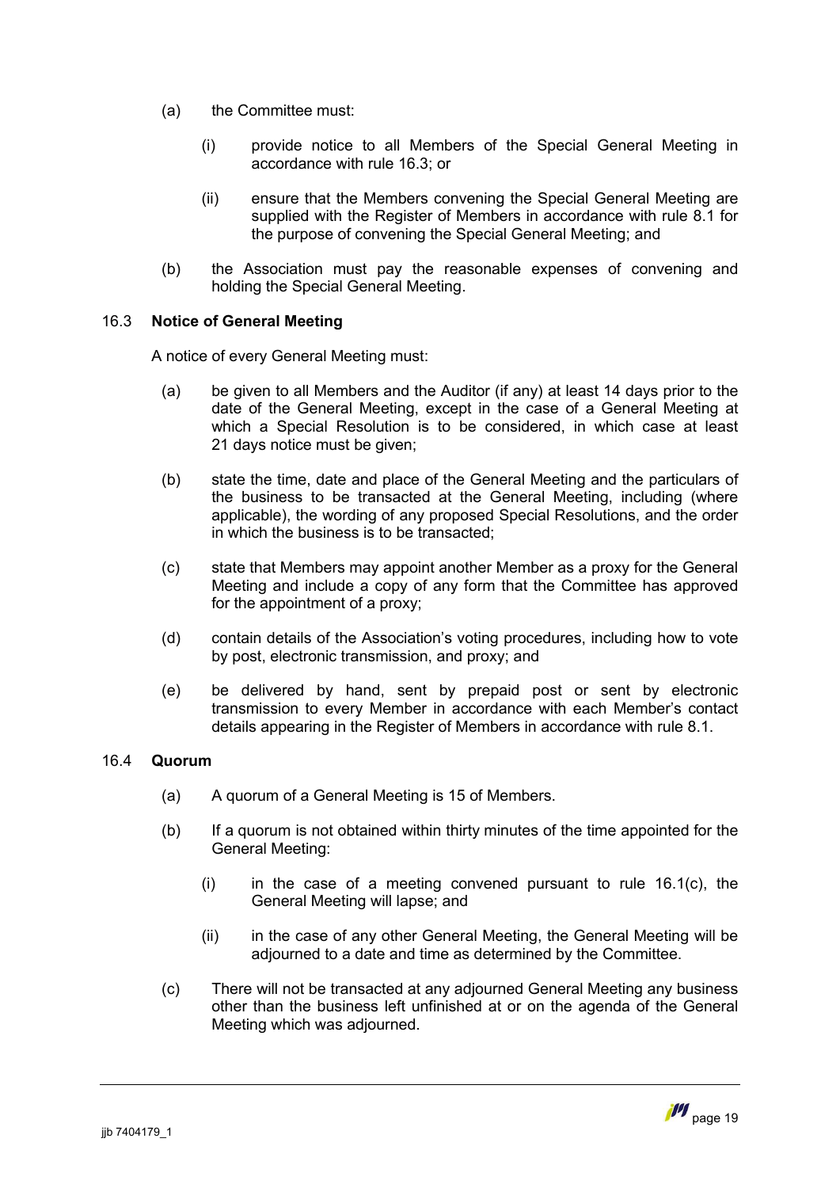(a) the Committee must:

   (i) provide notice to all Members of the Special General Meeting in accordance with rule 16.3; or

   (ii) ensure that the Members convening the Special General Meeting are supplied with the Register of Members in accordance with rule 8.1 for the purpose of convening the Special General Meeting; and

(b) the Association must pay the reasonable expenses of convening and holding the Special General Meeting.

### 16.3 Notice of General Meeting

A notice of every General Meeting must:

(a) be given to all Members and the Auditor (if any) at least 14 days prior to the date of the General Meeting, except in the case of a General Meeting at which a Special Resolution is to be considered, in which case at least 21 days notice must be given;

(b) state the time, date and place of the General Meeting and the particulars of the business to be transacted at the General Meeting, including (where applicable), the wording of any proposed Special Resolutions, and the order in which the business is to be transacted;

(c) state that Members may appoint another Member as a proxy for the General Meeting and include a copy of any form that the Committee has approved for the appointment of a proxy;

(d) contain details of the Association's voting procedures, including how to vote by post, electronic transmission, and proxy; and

(e) be delivered by hand, sent by prepaid post or sent by electronic transmission to every Member in accordance with each Member's contact details appearing in the Register of Members in accordance with rule 8.1.

### 16.4 Quorum

(a) A quorum of a General Meeting is 15 of Members.

(b) If a quorum is not obtained within thirty minutes of the time appointed for the General Meeting:

   (i) in the case of a meeting convened pursuant to rule 16.1(c), the General Meeting will lapse; and

   (ii) in the case of any other General Meeting, the General Meeting will be adjourned to a date and time as determined by the Committee.

(c) There will not be transacted at any adjourned General Meeting any business other than the business left unfinished at or on the agenda of the General Meeting which was adjourned.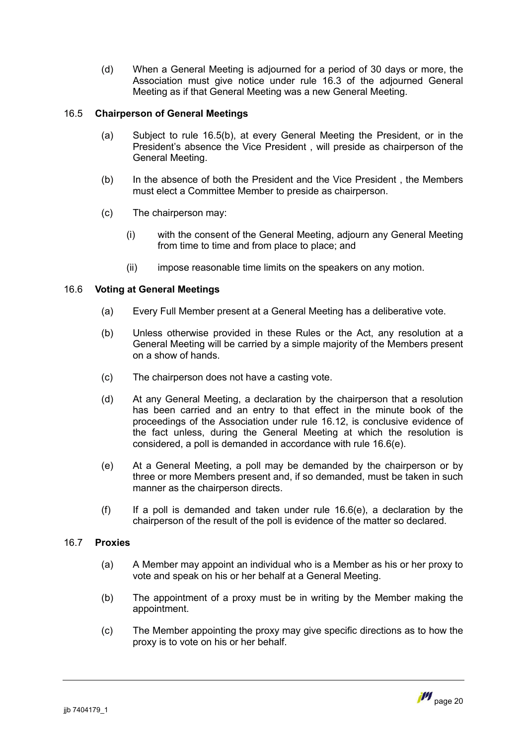(d) When a General Meeting is adjourned for a period of 30 days or more, the Association must give notice under rule 16.3 of the adjourned General Meeting as if that General Meeting was a new General Meeting.

### 16.5 Chairperson of General Meetings

(a) Subject to rule 16.5(b), at every General Meeting the President, or in the President's absence the Vice President , will preside as chairperson of the General Meeting.

(b) In the absence of both the President and the Vice President , the Members must elect a Committee Member to preside as chairperson.

(c) The chairperson may:

(i) with the consent of the General Meeting, adjourn any General Meeting from time to time and from place to place; and

(ii) impose reasonable time limits on the speakers on any motion.

### 16.6 Voting at General Meetings

(a) Every Full Member present at a General Meeting has a deliberative vote.

(b) Unless otherwise provided in these Rules or the Act, any resolution at a General Meeting will be carried by a simple majority of the Members present on a show of hands.

(c) The chairperson does not have a casting vote.

(d) At any General Meeting, a declaration by the chairperson that a resolution has been carried and an entry to that effect in the minute book of the proceedings of the Association under rule 16.12, is conclusive evidence of the fact unless, during the General Meeting at which the resolution is considered, a poll is demanded in accordance with rule 16.6(e).

(e) At a General Meeting, a poll may be demanded by the chairperson or by three or more Members present and, if so demanded, must be taken in such manner as the chairperson directs.

(f) If a poll is demanded and taken under rule 16.6(e), a declaration by the chairperson of the result of the poll is evidence of the matter so declared.

### 16.7 Proxies

(a) A Member may appoint an individual who is a Member as his or her proxy to vote and speak on his or her behalf at a General Meeting.

(b) The appointment of a proxy must be in writing by the Member making the appointment.

(c) The Member appointing the proxy may give specific directions as to how the proxy is to vote on his or her behalf.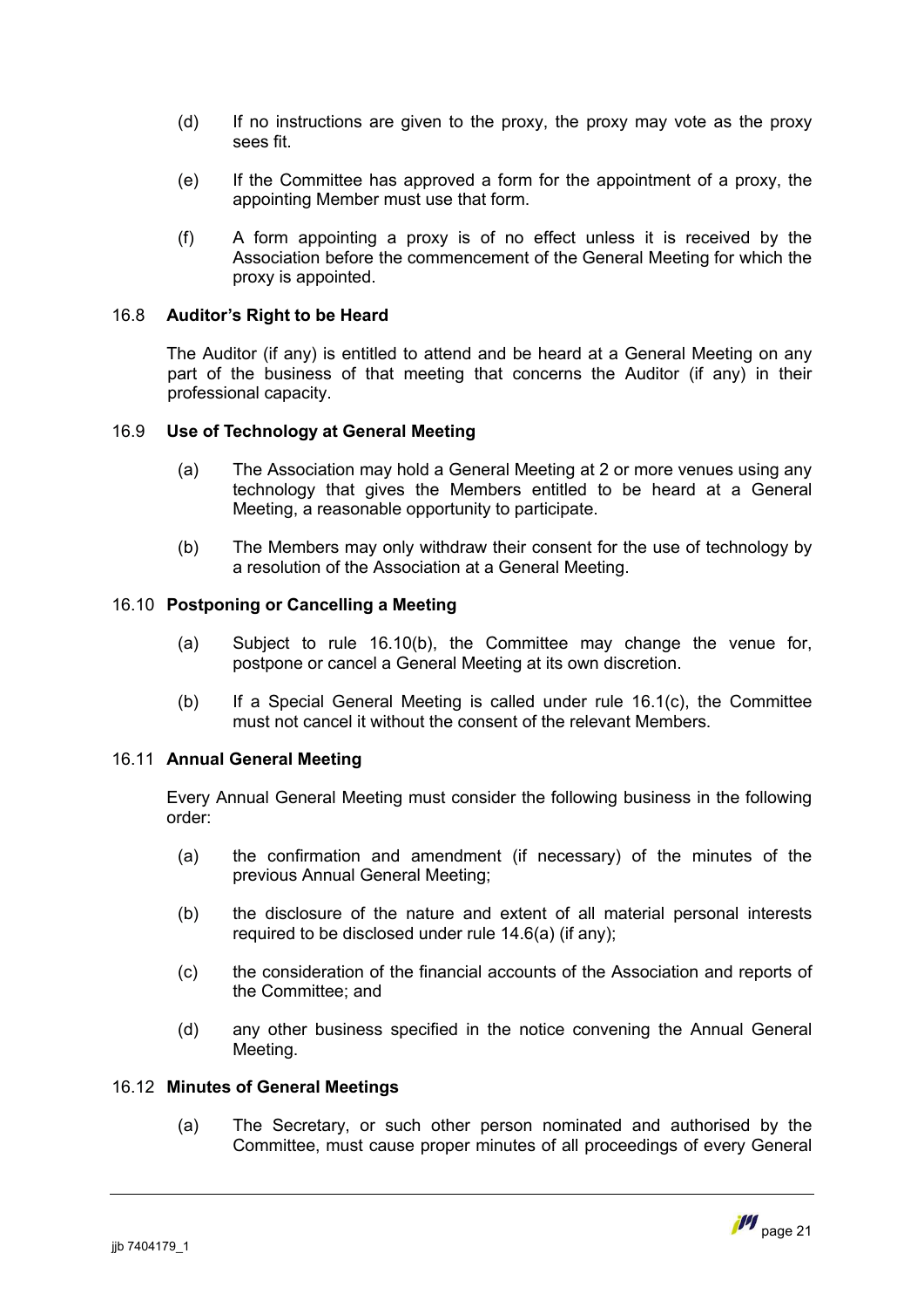(d) If no instructions are given to the proxy, the proxy may vote as the proxy sees fit.

(e) If the Committee has approved a form for the appointment of a proxy, the appointing Member must use that form.

(f) A form appointing a proxy is of no effect unless it is received by the Association before the commencement of the General Meeting for which the proxy is appointed.

### 16.8 Auditor's Right to be Heard

The Auditor (if any) is entitled to attend and be heard at a General Meeting on any part of the business of that meeting that concerns the Auditor (if any) in their professional capacity.

### 16.9 Use of Technology at General Meeting

(a) The Association may hold a General Meeting at 2 or more venues using any technology that gives the Members entitled to be heard at a General Meeting, a reasonable opportunity to participate.

(b) The Members may only withdraw their consent for the use of technology by a resolution of the Association at a General Meeting.

### 16.10 Postponing or Cancelling a Meeting

(a) Subject to rule 16.10(b), the Committee may change the venue for, postpone or cancel a General Meeting at its own discretion.

(b) If a Special General Meeting is called under rule 16.1(c), the Committee must not cancel it without the consent of the relevant Members.

### 16.11 Annual General Meeting

Every Annual General Meeting must consider the following business in the following order:

(a) the confirmation and amendment (if necessary) of the minutes of the previous Annual General Meeting;

(b) the disclosure of the nature and extent of all material personal interests required to be disclosed under rule 14.6(a) (if any);

(c) the consideration of the financial accounts of the Association and reports of the Committee; and

(d) any other business specified in the notice convening the Annual General Meeting.

### 16.12 Minutes of General Meetings

(a) The Secretary, or such other person nominated and authorised by the Committee, must cause proper minutes of all proceedings of every General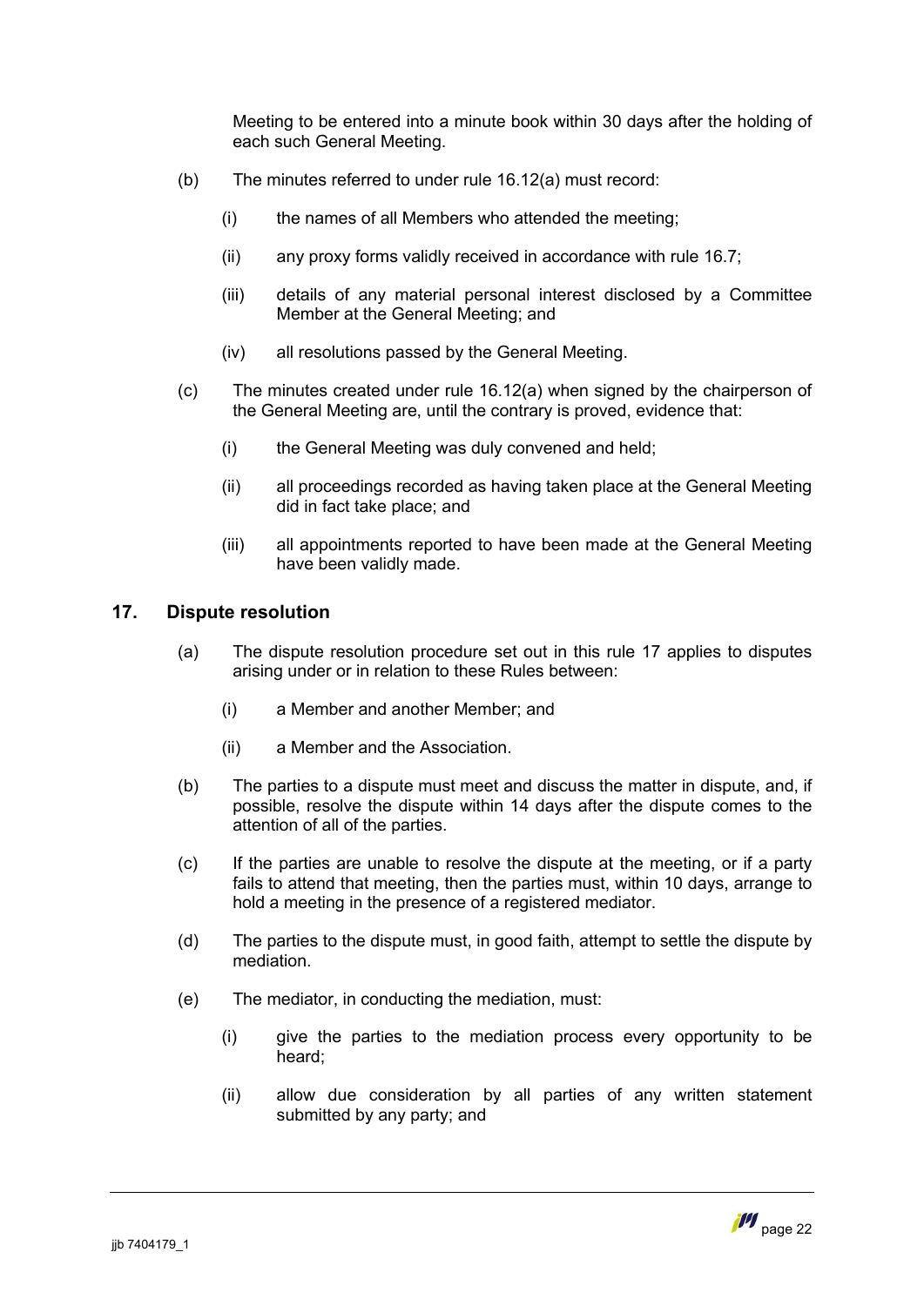Meeting to be entered into a minute book within 30 days after the holding of each such General Meeting.

(b) The minutes referred to under rule 16.12(a) must record:

(i) the names of all Members who attended the meeting;

(ii) any proxy forms validly received in accordance with rule 16.7;

(iii) details of any material personal interest disclosed by a Committee Member at the General Meeting; and

(iv) all resolutions passed by the General Meeting.

(c) The minutes created under rule 16.12(a) when signed by the chairperson of the General Meeting are, until the contrary is proved, evidence that:

(i) the General Meeting was duly convened and held;

(ii) all proceedings recorded as having taken place at the General Meeting did in fact take place; and

(iii) all appointments reported to have been made at the General Meeting have been validly made.

## 17. Dispute resolution

(a) The dispute resolution procedure set out in this rule 17 applies to disputes arising under or in relation to these Rules between:

(i) a Member and another Member; and

(ii) a Member and the Association.

(b) The parties to a dispute must meet and discuss the matter in dispute, and, if possible, resolve the dispute within 14 days after the dispute comes to the attention of all of the parties.

(c) If the parties are unable to resolve the dispute at the meeting, or if a party fails to attend that meeting, then the parties must, within 10 days, arrange to hold a meeting in the presence of a registered mediator.

(d) The parties to the dispute must, in good faith, attempt to settle the dispute by mediation.

(e) The mediator, in conducting the mediation, must:

(i) give the parties to the mediation process every opportunity to be heard;

(ii) allow due consideration by all parties of any written statement submitted by any party; and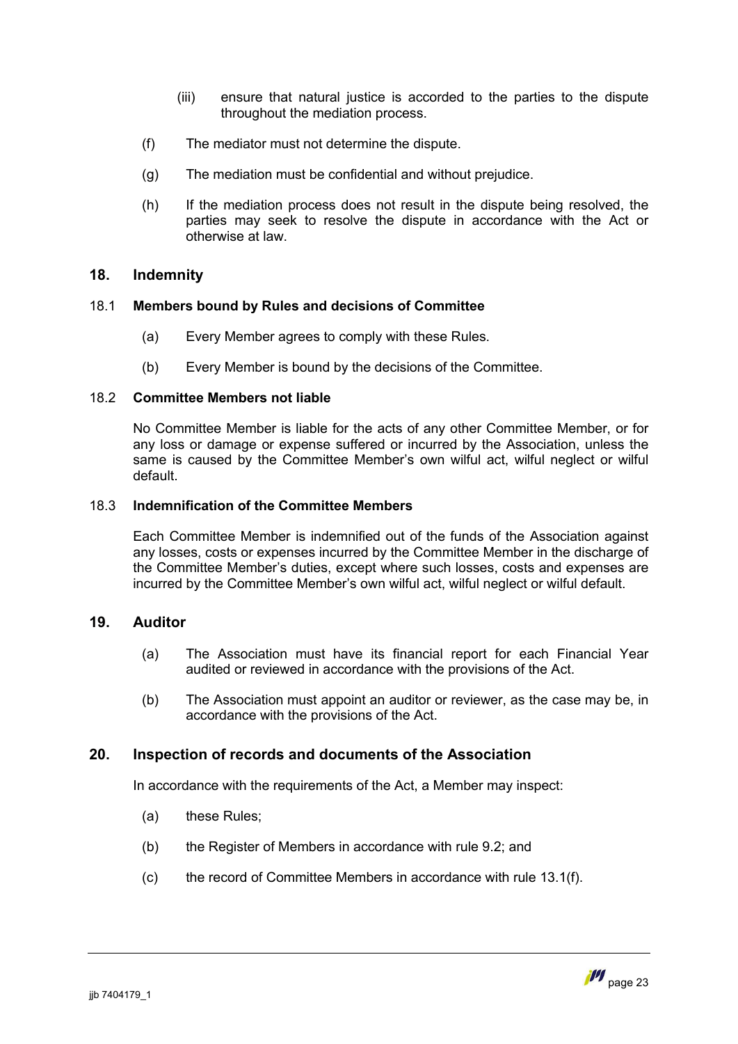(iii) ensure that natural justice is accorded to the parties to the dispute throughout the mediation process.

(f) The mediator must not determine the dispute.

(g) The mediation must be confidential and without prejudice.

(h) If the mediation process does not result in the dispute being resolved, the parties may seek to resolve the dispute in accordance with the Act or otherwise at law.

## 18. Indemnity

### 18.1 Members bound by Rules and decisions of Committee

(a) Every Member agrees to comply with these Rules.

(b) Every Member is bound by the decisions of the Committee.

### 18.2 Committee Members not liable

No Committee Member is liable for the acts of any other Committee Member, or for any loss or damage or expense suffered or incurred by the Association, unless the same is caused by the Committee Member's own wilful act, wilful neglect or wilful default.

### 18.3 Indemnification of the Committee Members

Each Committee Member is indemnified out of the funds of the Association against any losses, costs or expenses incurred by the Committee Member in the discharge of the Committee Member's duties, except where such losses, costs and expenses are incurred by the Committee Member's own wilful act, wilful neglect or wilful default.

## 19. Auditor

(a) The Association must have its financial report for each Financial Year audited or reviewed in accordance with the provisions of the Act.

(b) The Association must appoint an auditor or reviewer, as the case may be, in accordance with the provisions of the Act.

## 20. Inspection of records and documents of the Association

In accordance with the requirements of the Act, a Member may inspect:

(a) these Rules;

(b) the Register of Members in accordance with rule 9.2; and

(c) the record of Committee Members in accordance with rule 13.1(f).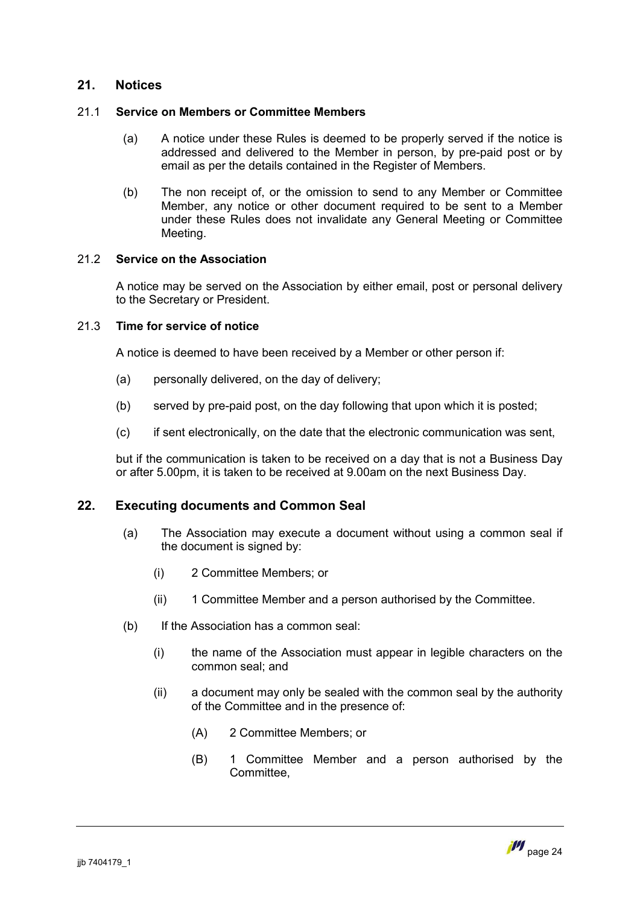## 21. Notices

### 21.1 Service on Members or Committee Members

(a) A notice under these Rules is deemed to be properly served if the notice is addressed and delivered to the Member in person, by pre-paid post or by email as per the details contained in the Register of Members.

(b) The non receipt of, or the omission to send to any Member or Committee Member, any notice or other document required to be sent to a Member under these Rules does not invalidate any General Meeting or Committee Meeting.

### 21.2 Service on the Association

A notice may be served on the Association by either email, post or personal delivery to the Secretary or President.

### 21.3 Time for service of notice

A notice is deemed to have been received by a Member or other person if:

(a) personally delivered, on the day of delivery;

(b) served by pre-paid post, on the day following that upon which it is posted;

(c) if sent electronically, on the date that the electronic communication was sent,

but if the communication is taken to be received on a day that is not a Business Day or after 5.00pm, it is taken to be received at 9.00am on the next Business Day.

## 22. Executing documents and Common Seal

(a) The Association may execute a document without using a common seal if the document is signed by:

(i) 2 Committee Members; or

(ii) 1 Committee Member and a person authorised by the Committee.

(b) If the Association has a common seal:

(i) the name of the Association must appear in legible characters on the common seal; and

(ii) a document may only be sealed with the common seal by the authority of the Committee and in the presence of:

(A) 2 Committee Members; or

(B) 1 Committee Member and a person authorised by the Committee,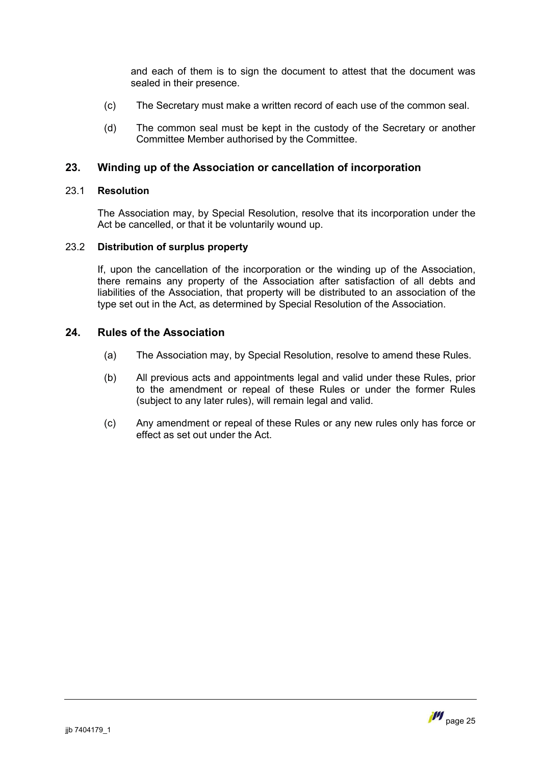and each of them is to sign the document to attest that the document was sealed in their presence.

(c) The Secretary must make a written record of each use of the common seal.

(d) The common seal must be kept in the custody of the Secretary or another Committee Member authorised by the Committee.

## 23. Winding up of the Association or cancellation of incorporation

### 23.1 Resolution

The Association may, by Special Resolution, resolve that its incorporation under the Act be cancelled, or that it be voluntarily wound up.

### 23.2 Distribution of surplus property

If, upon the cancellation of the incorporation or the winding up of the Association, there remains any property of the Association after satisfaction of all debts and liabilities of the Association, that property will be distributed to an association of the type set out in the Act, as determined by Special Resolution of the Association.

## 24. Rules of the Association

(a) The Association may, by Special Resolution, resolve to amend these Rules.

(b) All previous acts and appointments legal and valid under these Rules, prior to the amendment or repeal of these Rules or under the former Rules (subject to any later rules), will remain legal and valid.

(c) Any amendment or repeal of these Rules or any new rules only has force or effect as set out under the Act.